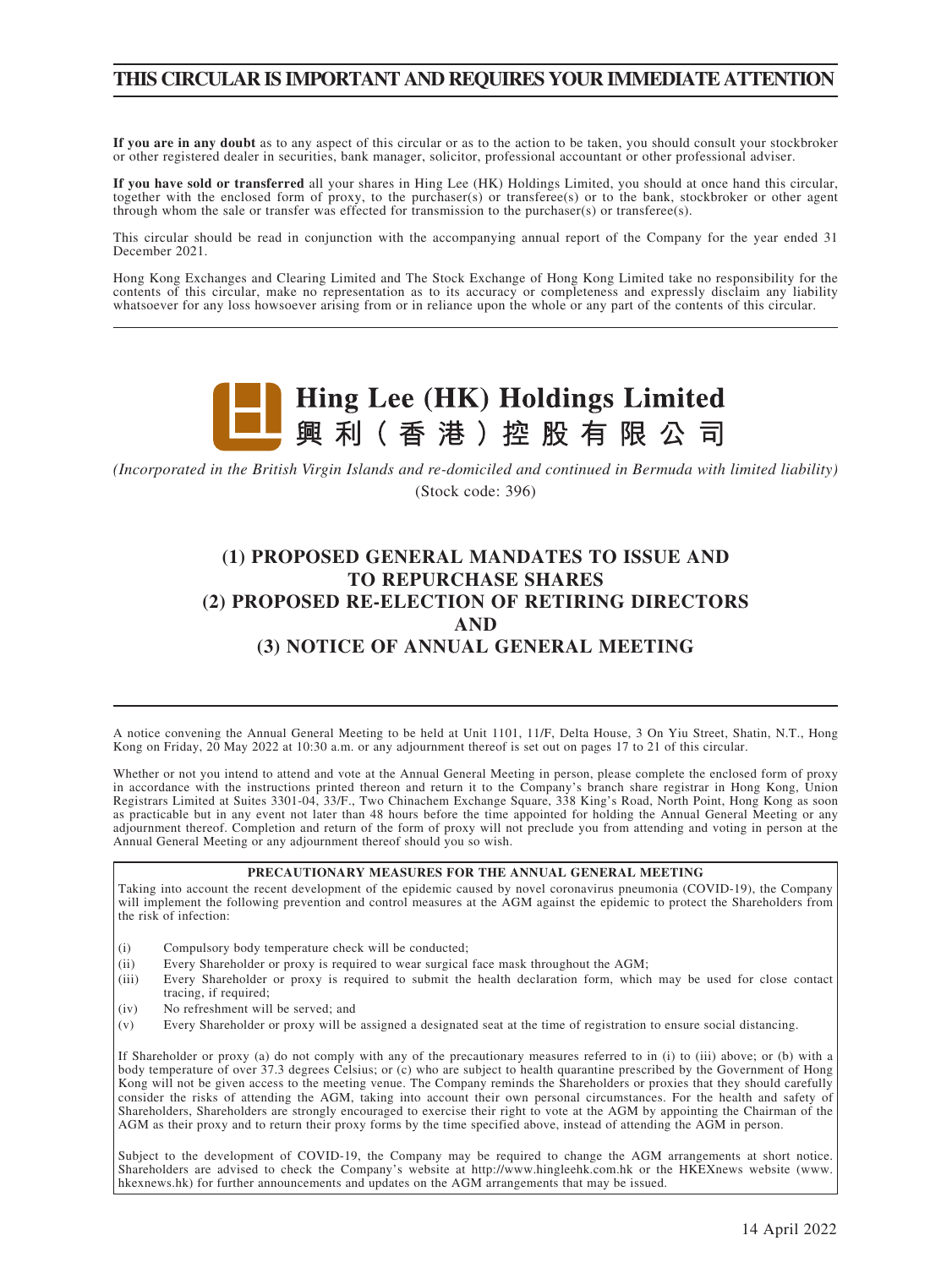# THIS CIRCULAR IS IMPORTANT AND REQUIRES YOUR IMMEDIATE ATTENTION

**If you are in any doubt** as to any aspect of this circular or as to the action to be taken, you should consult your stockbroker or other registered dealer in securities, bank manager, solicitor, professional accountant or other professional adviser.

**If you have sold or transferred** all your shares in Hing Lee (HK) Holdings Limited, you should at once hand this circular, together with the enclosed form of proxy, to the purchaser(s) or transferee(s) or to the bank, stockbroker or other agent through whom the sale or transfer was effected for transmission to the purchaser(s) or transferee(s).

This circular should be read in conjunction with the accompanying annual report of the Company for the year ended 31 December 2021.

Hong Kong Exchanges and Clearing Limited and The Stock Exchange of Hong Kong Limited take no responsibility for the contents of this circular, make no representation as to its accuracy or completeness and expressly disclaim any liability whatsoever for any loss howsoever arising from or in reliance upon the whole or any part of the contents of this circular.

**Hing Lee (HK) Holdings Limited**
**興利(香港)控股有限公司**

*(Incorporated in the British Virgin Islands and re-domiciled and continued in Bermuda with limited liability)*

(Stock code: 396)

## (1) PROPOSED GENERAL MANDATES TO ISSUE AND TO REPURCHASE SHARES
## (2) PROPOSED RE-ELECTION OF RETIRING DIRECTORS AND
## (3) NOTICE OF ANNUAL GENERAL MEETING

A notice convening the Annual General Meeting to be held at Unit 1101, 11/F, Delta House, 3 On Yiu Street, Shatin, N.T., Hong Kong on Friday, 20 May 2022 at 10:30 a.m. or any adjournment thereof is set out on pages 17 to 21 of this circular.

Whether or not you intend to attend and vote at the Annual General Meeting in person, please complete the enclosed form of proxy in accordance with the instructions printed thereon and return it to the Company's branch share registrar in Hong Kong, Union Registrars Limited at Suites 3301-04, 33/F., Two Chinachem Exchange Square, 338 King's Road, North Point, Hong Kong as soon as practicable but in any event not later than 48 hours before the time appointed for holding the Annual General Meeting or any adjournment thereof. Completion and return of the form of proxy will not preclude you from attending and voting in person at the Annual General Meeting or any adjournment thereof should you so wish.

**PRECAUTIONARY MEASURES FOR THE ANNUAL GENERAL MEETING**

Taking into account the recent development of the epidemic caused by novel coronavirus pneumonia (COVID-19), the Company will implement the following prevention and control measures at the AGM against the epidemic to protect the Shareholders from the risk of infection:

(i) Compulsory body temperature check will be conducted;
(ii) Every Shareholder or proxy is required to wear surgical face mask throughout the AGM;
(iii) Every Shareholder or proxy is required to submit the health declaration form, which may be used for close contact tracing, if required;
(iv) No refreshment will be served; and
(v) Every Shareholder or proxy will be assigned a designated seat at the time of registration to ensure social distancing.

If Shareholder or proxy (a) do not comply with any of the precautionary measures referred to in (i) to (iii) above; or (b) with a body temperature of over 37.3 degrees Celsius; or (c) who are subject to health quarantine prescribed by the Government of Hong Kong will not be given access to the meeting venue. The Company reminds the Shareholders or proxies that they should carefully consider the risks of attending the AGM, taking into account their own personal circumstances. For the health and safety of Shareholders, Shareholders are strongly encouraged to exercise their right to vote at the AGM by appointing the Chairman of the AGM as their proxy and to return their proxy forms by the time specified above, instead of attending the AGM in person.

Subject to the development of COVID-19, the Company may be required to change the AGM arrangements at short notice. Shareholders are advised to check the Company's website at http://www.hingleehk.com.hk or the HKEXnews website (www.hkexnews.hk) for further announcements and updates on the AGM arrangements that may be issued.

14 April 2022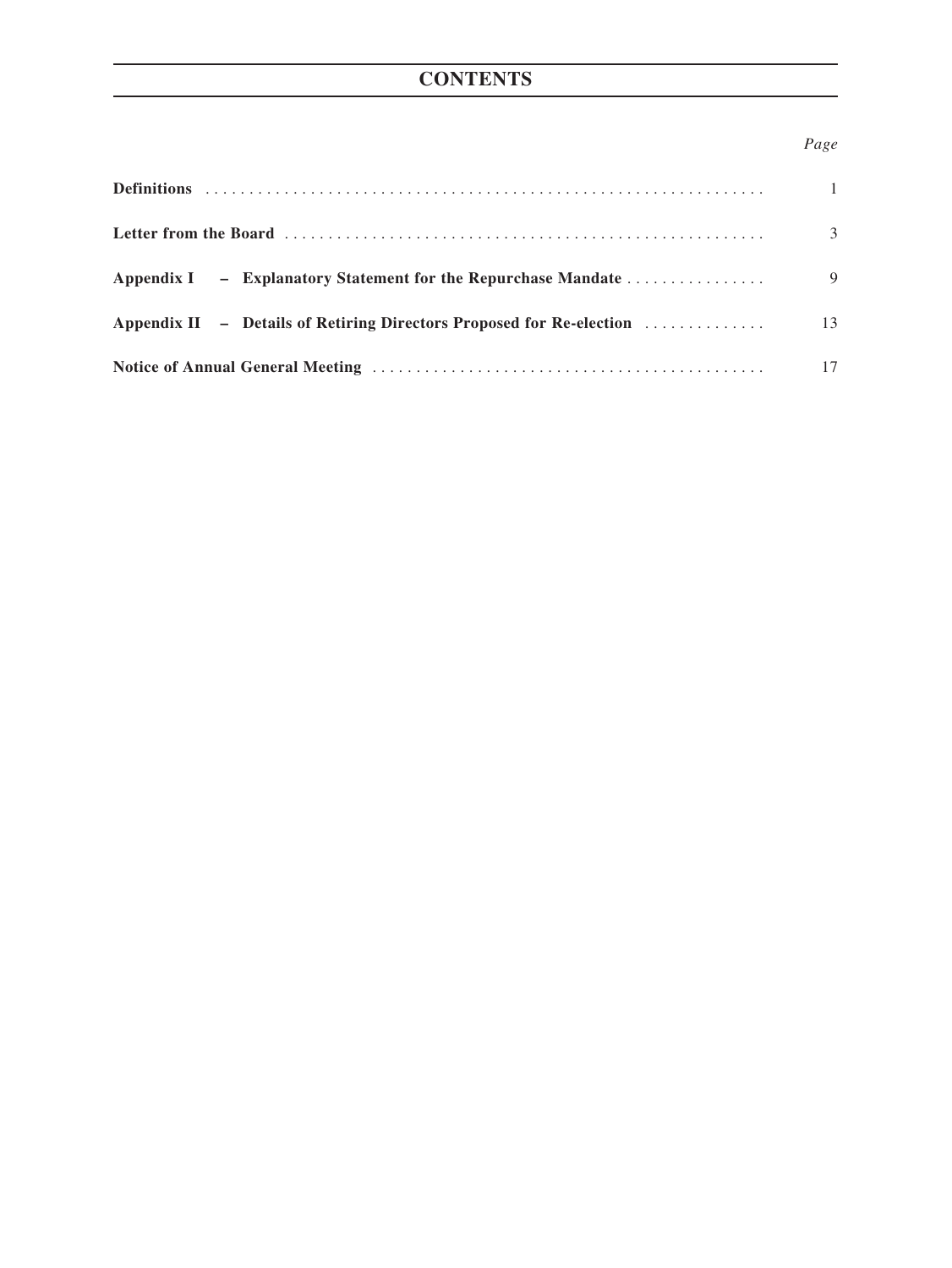# CONTENTS

| | *Page* |
|---|---|
| **Definitions** | 1 |
| **Letter from the Board** | 3 |
| **Appendix I – Explanatory Statement for the Repurchase Mandate** | 9 |
| **Appendix II – Details of Retiring Directors Proposed for Re-election** | 13 |
| **Notice of Annual General Meeting** | 17 |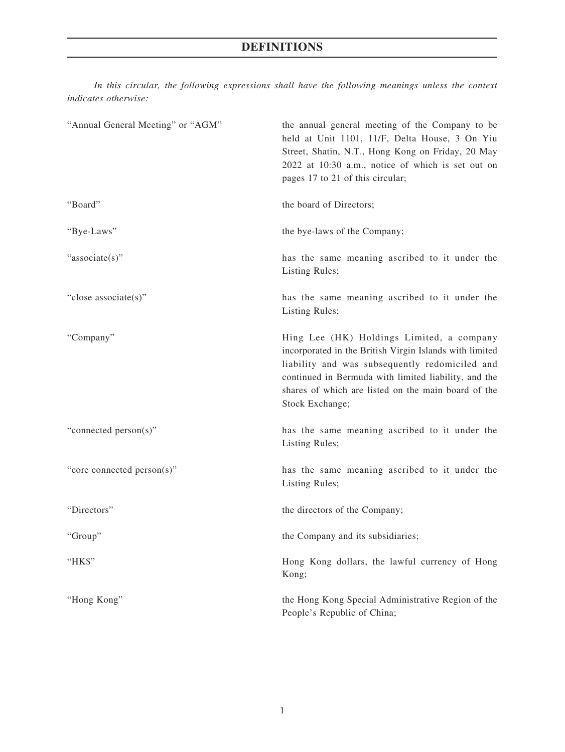# DEFINITIONS

*In this circular, the following expressions shall have the following meanings unless the context indicates otherwise:*

| | |
|---|---|
| "Annual General Meeting" or "AGM" | the annual general meeting of the Company to be held at Unit 1101, 11/F, Delta House, 3 On Yiu Street, Shatin, N.T., Hong Kong on Friday, 20 May 2022 at 10:30 a.m., notice of which is set out on pages 17 to 21 of this circular; |
| "Board" | the board of Directors; |
| "Bye-Laws" | the bye-laws of the Company; |
| "associate(s)" | has the same meaning ascribed to it under the Listing Rules; |
| "close associate(s)" | has the same meaning ascribed to it under the Listing Rules; |
| "Company" | Hing Lee (HK) Holdings Limited, a company incorporated in the British Virgin Islands with limited liability and was subsequently redomiciled and continued in Bermuda with limited liability, and the shares of which are listed on the main board of the Stock Exchange; |
| "connected person(s)" | has the same meaning ascribed to it under the Listing Rules; |
| "core connected person(s)" | has the same meaning ascribed to it under the Listing Rules; |
| "Directors" | the directors of the Company; |
| "Group" | the Company and its subsidiaries; |
| "HK$" | Hong Kong dollars, the lawful currency of Hong Kong; |
| "Hong Kong" | the Hong Kong Special Administrative Region of the People's Republic of China; |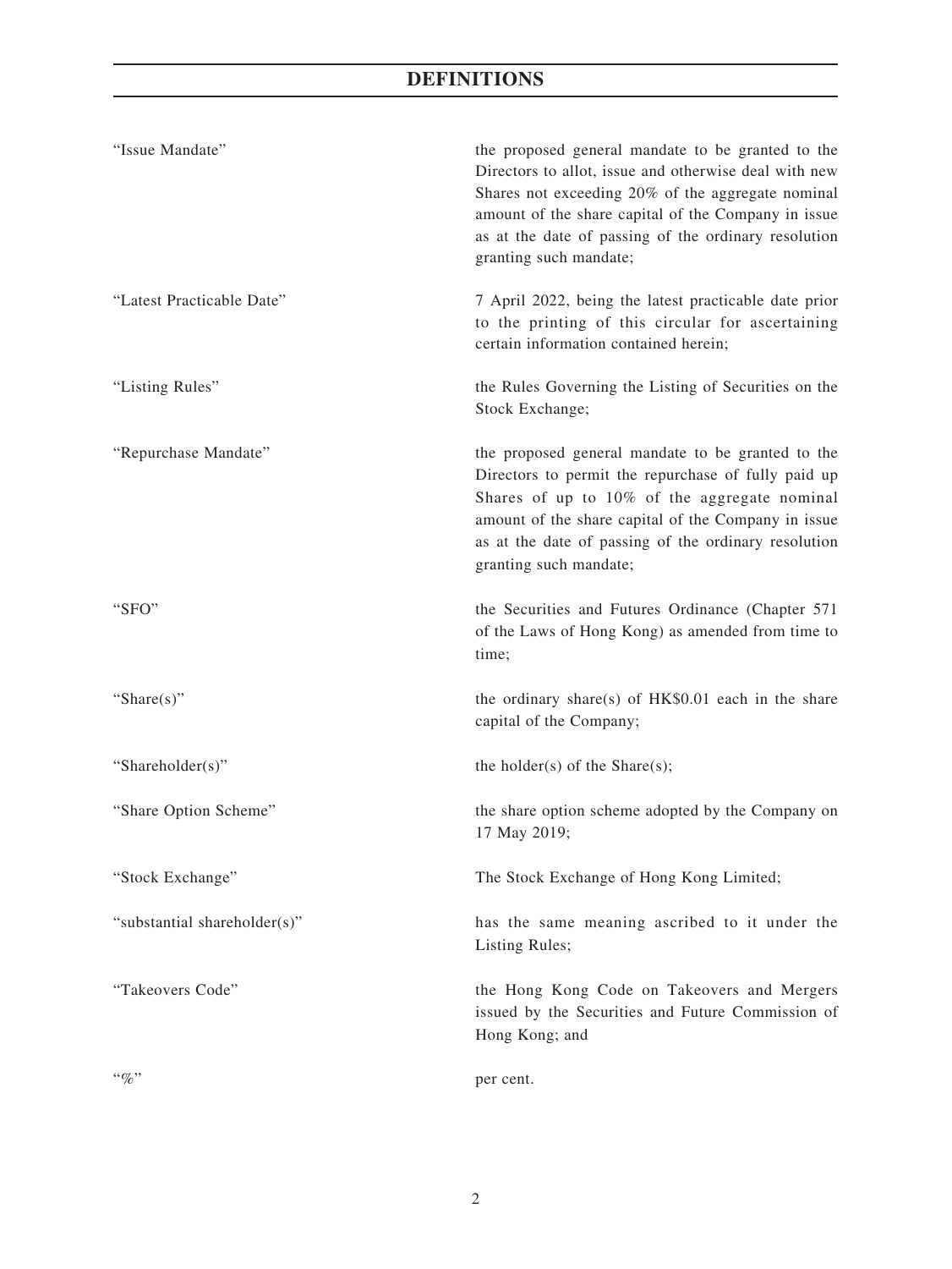# DEFINITIONS

| | |
|---|---|
| "Issue Mandate" | the proposed general mandate to be granted to the Directors to allot, issue and otherwise deal with new Shares not exceeding 20% of the aggregate nominal amount of the share capital of the Company in issue as at the date of passing of the ordinary resolution granting such mandate; |
| "Latest Practicable Date" | 7 April 2022, being the latest practicable date prior to the printing of this circular for ascertaining certain information contained herein; |
| "Listing Rules" | the Rules Governing the Listing of Securities on the Stock Exchange; |
| "Repurchase Mandate" | the proposed general mandate to be granted to the Directors to permit the repurchase of fully paid up Shares of up to 10% of the aggregate nominal amount of the share capital of the Company in issue as at the date of passing of the ordinary resolution granting such mandate; |
| "SFO" | the Securities and Futures Ordinance (Chapter 571 of the Laws of Hong Kong) as amended from time to time; |
| "Share(s)" | the ordinary share(s) of HK$0.01 each in the share capital of the Company; |
| "Shareholder(s)" | the holder(s) of the Share(s); |
| "Share Option Scheme" | the share option scheme adopted by the Company on 17 May 2019; |
| "Stock Exchange" | The Stock Exchange of Hong Kong Limited; |
| "substantial shareholder(s)" | has the same meaning ascribed to it under the Listing Rules; |
| "Takeovers Code" | the Hong Kong Code on Takeovers and Mergers issued by the Securities and Future Commission of Hong Kong; and |
| "%" | per cent. |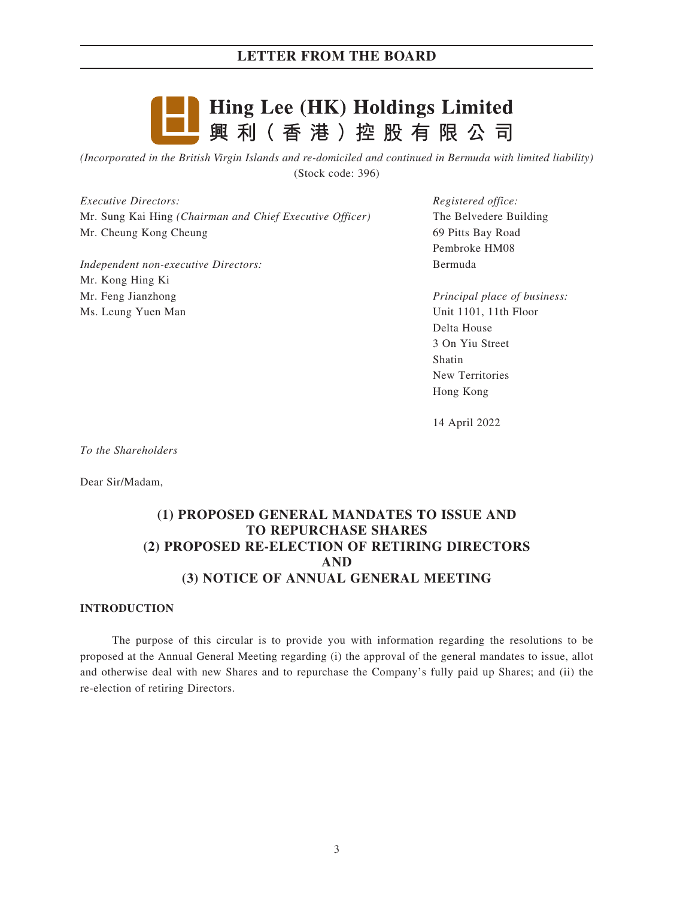# LETTER FROM THE BOARD

**Hing Lee (HK) Holdings Limited**
**興利（香港）控股有限公司**

*(Incorporated in the British Virgin Islands and re-domiciled and continued in Bermuda with limited liability)*
(Stock code: 396)

*Executive Directors:*
Mr. Sung Kai Hing *(Chairman and Chief Executive Officer)*
Mr. Cheung Kong Cheung

*Independent non-executive Directors:*
Mr. Kong Hing Ki
Mr. Feng Jianzhong
Ms. Leung Yuen Man

*Registered office:*
The Belvedere Building
69 Pitts Bay Road
Pembroke HM08
Bermuda

*Principal place of business:*
Unit 1101, 11th Floor
Delta House
3 On Yiu Street
Shatin
New Territories
Hong Kong

14 April 2022

*To the Shareholders*

Dear Sir/Madam,

**(1) PROPOSED GENERAL MANDATES TO ISSUE AND TO REPURCHASE SHARES**
**(2) PROPOSED RE-ELECTION OF RETIRING DIRECTORS**
**AND**
**(3) NOTICE OF ANNUAL GENERAL MEETING**

## INTRODUCTION

The purpose of this circular is to provide you with information regarding the resolutions to be proposed at the Annual General Meeting regarding (i) the approval of the general mandates to issue, allot and otherwise deal with new Shares and to repurchase the Company's fully paid up Shares; and (ii) the re-election of retiring Directors.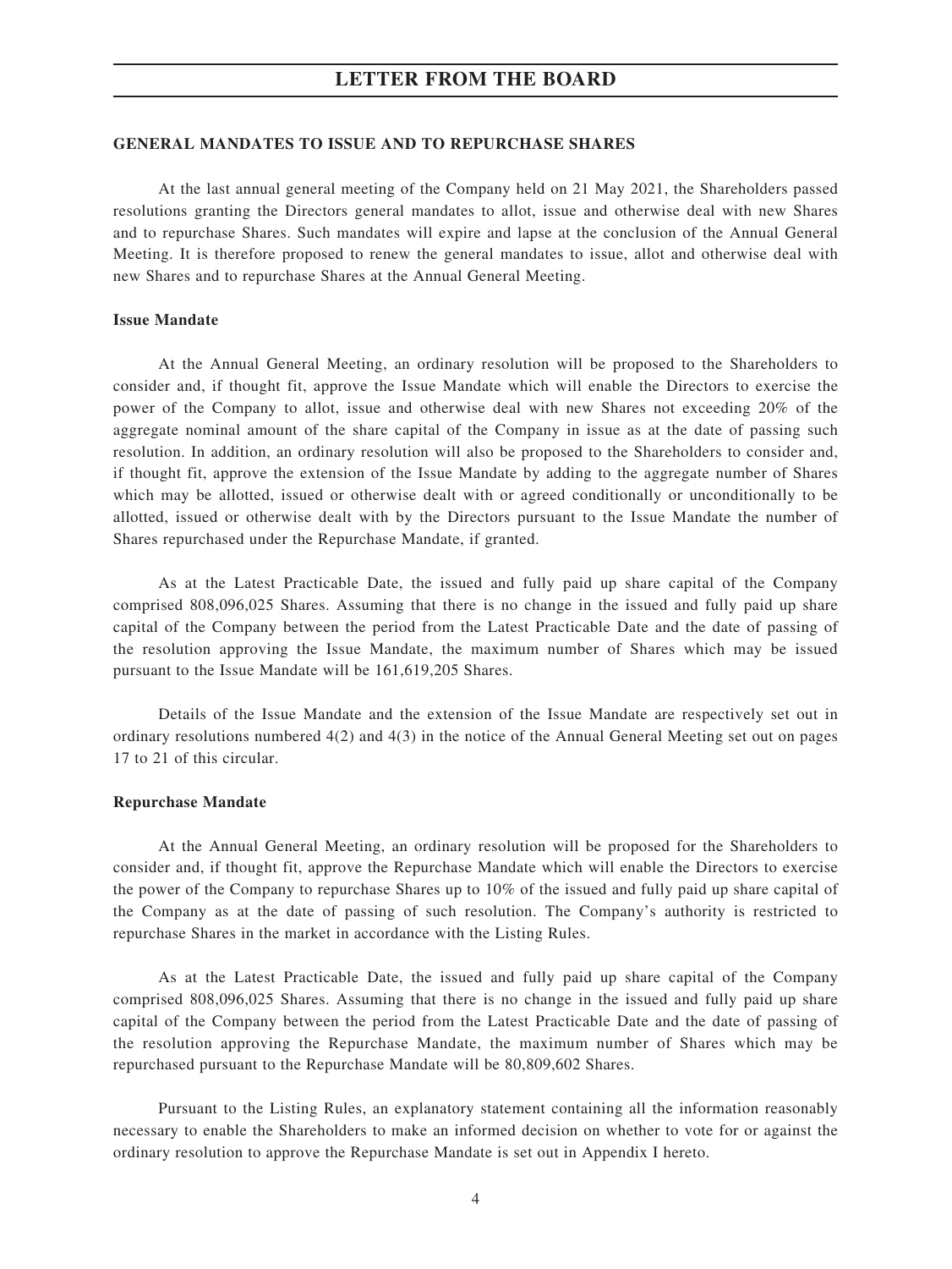# LETTER FROM THE BOARD

## GENERAL MANDATES TO ISSUE AND TO REPURCHASE SHARES

At the last annual general meeting of the Company held on 21 May 2021, the Shareholders passed resolutions granting the Directors general mandates to allot, issue and otherwise deal with new Shares and to repurchase Shares. Such mandates will expire and lapse at the conclusion of the Annual General Meeting. It is therefore proposed to renew the general mandates to issue, allot and otherwise deal with new Shares and to repurchase Shares at the Annual General Meeting.

### Issue Mandate

At the Annual General Meeting, an ordinary resolution will be proposed to the Shareholders to consider and, if thought fit, approve the Issue Mandate which will enable the Directors to exercise the power of the Company to allot, issue and otherwise deal with new Shares not exceeding 20% of the aggregate nominal amount of the share capital of the Company in issue as at the date of passing such resolution. In addition, an ordinary resolution will also be proposed to the Shareholders to consider and, if thought fit, approve the extension of the Issue Mandate by adding to the aggregate number of Shares which may be allotted, issued or otherwise dealt with or agreed conditionally or unconditionally to be allotted, issued or otherwise dealt with by the Directors pursuant to the Issue Mandate the number of Shares repurchased under the Repurchase Mandate, if granted.

As at the Latest Practicable Date, the issued and fully paid up share capital of the Company comprised 808,096,025 Shares. Assuming that there is no change in the issued and fully paid up share capital of the Company between the period from the Latest Practicable Date and the date of passing of the resolution approving the Issue Mandate, the maximum number of Shares which may be issued pursuant to the Issue Mandate will be 161,619,205 Shares.

Details of the Issue Mandate and the extension of the Issue Mandate are respectively set out in ordinary resolutions numbered 4(2) and 4(3) in the notice of the Annual General Meeting set out on pages 17 to 21 of this circular.

### Repurchase Mandate

At the Annual General Meeting, an ordinary resolution will be proposed for the Shareholders to consider and, if thought fit, approve the Repurchase Mandate which will enable the Directors to exercise the power of the Company to repurchase Shares up to 10% of the issued and fully paid up share capital of the Company as at the date of passing of such resolution. The Company's authority is restricted to repurchase Shares in the market in accordance with the Listing Rules.

As at the Latest Practicable Date, the issued and fully paid up share capital of the Company comprised 808,096,025 Shares. Assuming that there is no change in the issued and fully paid up share capital of the Company between the period from the Latest Practicable Date and the date of passing of the resolution approving the Repurchase Mandate, the maximum number of Shares which may be repurchased pursuant to the Repurchase Mandate will be 80,809,602 Shares.

Pursuant to the Listing Rules, an explanatory statement containing all the information reasonably necessary to enable the Shareholders to make an informed decision on whether to vote for or against the ordinary resolution to approve the Repurchase Mandate is set out in Appendix I hereto.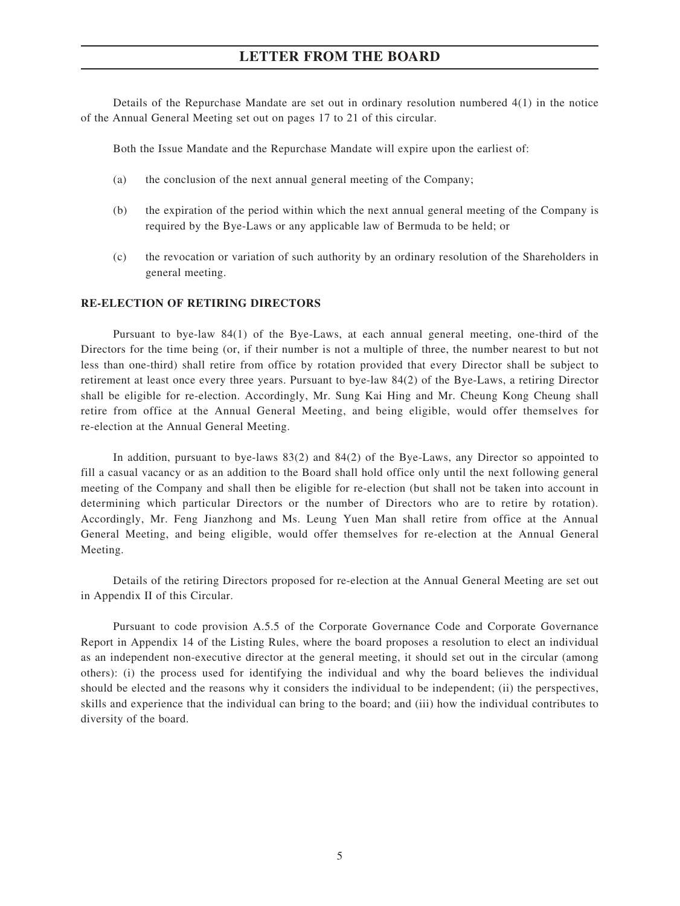Details of the Repurchase Mandate are set out in ordinary resolution numbered 4(1) in the notice of the Annual General Meeting set out on pages 17 to 21 of this circular.

Both the Issue Mandate and the Repurchase Mandate will expire upon the earliest of:

(a) the conclusion of the next annual general meeting of the Company;

(b) the expiration of the period within which the next annual general meeting of the Company is required by the Bye-Laws or any applicable law of Bermuda to be held; or

(c) the revocation or variation of such authority by an ordinary resolution of the Shareholders in general meeting.

**RE-ELECTION OF RETIRING DIRECTORS**

Pursuant to bye-law 84(1) of the Bye-Laws, at each annual general meeting, one-third of the Directors for the time being (or, if their number is not a multiple of three, the number nearest to but not less than one-third) shall retire from office by rotation provided that every Director shall be subject to retirement at least once every three years. Pursuant to bye-law 84(2) of the Bye-Laws, a retiring Director shall be eligible for re-election. Accordingly, Mr. Sung Kai Hing and Mr. Cheung Kong Cheung shall retire from office at the Annual General Meeting, and being eligible, would offer themselves for re-election at the Annual General Meeting.

In addition, pursuant to bye-laws 83(2) and 84(2) of the Bye-Laws, any Director so appointed to fill a casual vacancy or as an addition to the Board shall hold office only until the next following general meeting of the Company and shall then be eligible for re-election (but shall not be taken into account in determining which particular Directors or the number of Directors who are to retire by rotation). Accordingly, Mr. Feng Jianzhong and Ms. Leung Yuen Man shall retire from office at the Annual General Meeting, and being eligible, would offer themselves for re-election at the Annual General Meeting.

Details of the retiring Directors proposed for re-election at the Annual General Meeting are set out in Appendix II of this Circular.

Pursuant to code provision A.5.5 of the Corporate Governance Code and Corporate Governance Report in Appendix 14 of the Listing Rules, where the board proposes a resolution to elect an individual as an independent non-executive director at the general meeting, it should set out in the circular (among others): (i) the process used for identifying the individual and why the board believes the individual should be elected and the reasons why it considers the individual to be independent; (ii) the perspectives, skills and experience that the individual can bring to the board; and (iii) how the individual contributes to diversity of the board.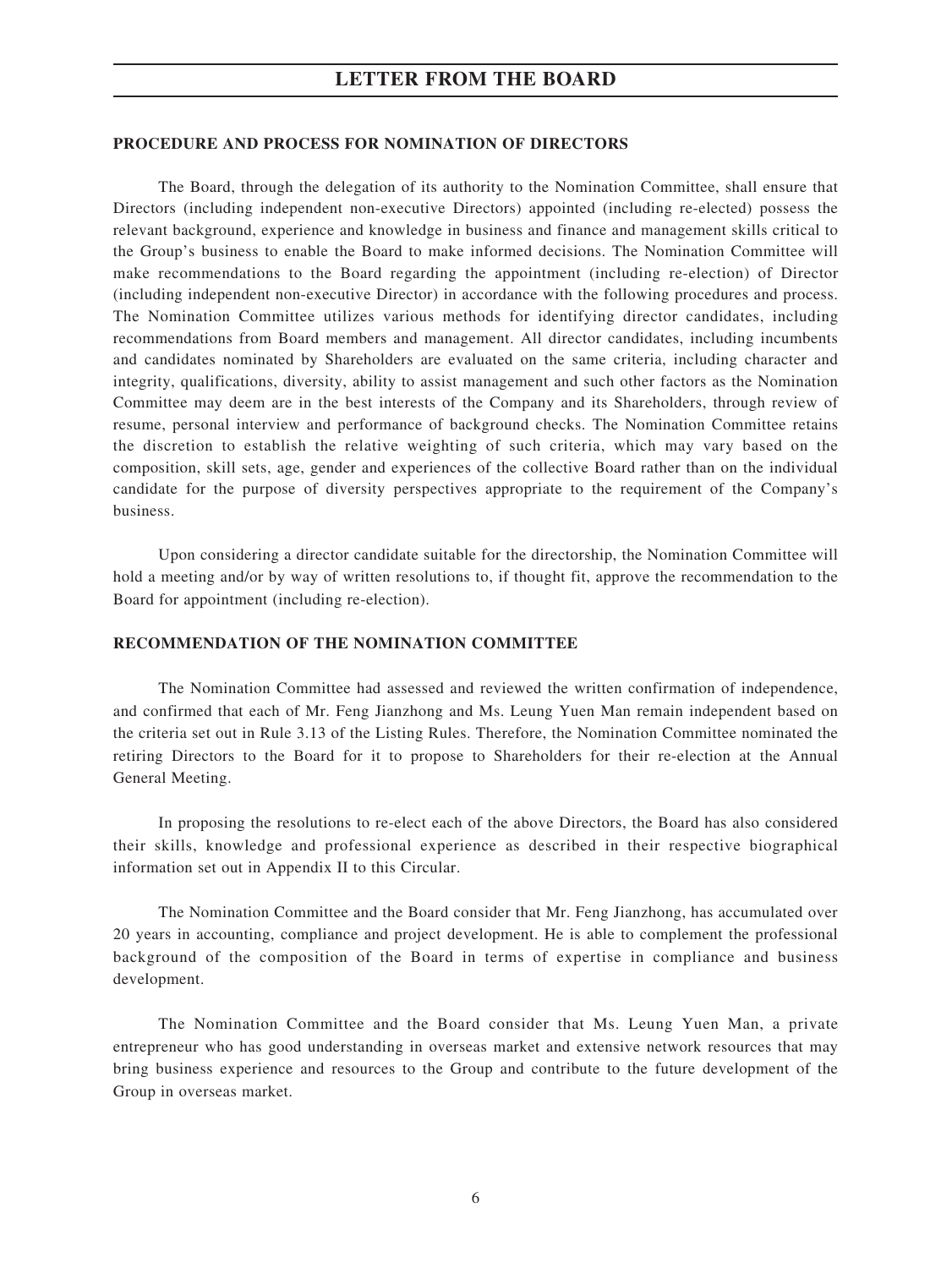## PROCEDURE AND PROCESS FOR NOMINATION OF DIRECTORS

The Board, through the delegation of its authority to the Nomination Committee, shall ensure that Directors (including independent non-executive Directors) appointed (including re-elected) possess the relevant background, experience and knowledge in business and finance and management skills critical to the Group's business to enable the Board to make informed decisions. The Nomination Committee will make recommendations to the Board regarding the appointment (including re-election) of Director (including independent non-executive Director) in accordance with the following procedures and process. The Nomination Committee utilizes various methods for identifying director candidates, including recommendations from Board members and management. All director candidates, including incumbents and candidates nominated by Shareholders are evaluated on the same criteria, including character and integrity, qualifications, diversity, ability to assist management and such other factors as the Nomination Committee may deem are in the best interests of the Company and its Shareholders, through review of resume, personal interview and performance of background checks. The Nomination Committee retains the discretion to establish the relative weighting of such criteria, which may vary based on the composition, skill sets, age, gender and experiences of the collective Board rather than on the individual candidate for the purpose of diversity perspectives appropriate to the requirement of the Company's business.

Upon considering a director candidate suitable for the directorship, the Nomination Committee will hold a meeting and/or by way of written resolutions to, if thought fit, approve the recommendation to the Board for appointment (including re-election).

## RECOMMENDATION OF THE NOMINATION COMMITTEE

The Nomination Committee had assessed and reviewed the written confirmation of independence, and confirmed that each of Mr. Feng Jianzhong and Ms. Leung Yuen Man remain independent based on the criteria set out in Rule 3.13 of the Listing Rules. Therefore, the Nomination Committee nominated the retiring Directors to the Board for it to propose to Shareholders for their re-election at the Annual General Meeting.

In proposing the resolutions to re-elect each of the above Directors, the Board has also considered their skills, knowledge and professional experience as described in their respective biographical information set out in Appendix II to this Circular.

The Nomination Committee and the Board consider that Mr. Feng Jianzhong, has accumulated over 20 years in accounting, compliance and project development. He is able to complement the professional background of the composition of the Board in terms of expertise in compliance and business development.

The Nomination Committee and the Board consider that Ms. Leung Yuen Man, a private entrepreneur who has good understanding in overseas market and extensive network resources that may bring business experience and resources to the Group and contribute to the future development of the Group in overseas market.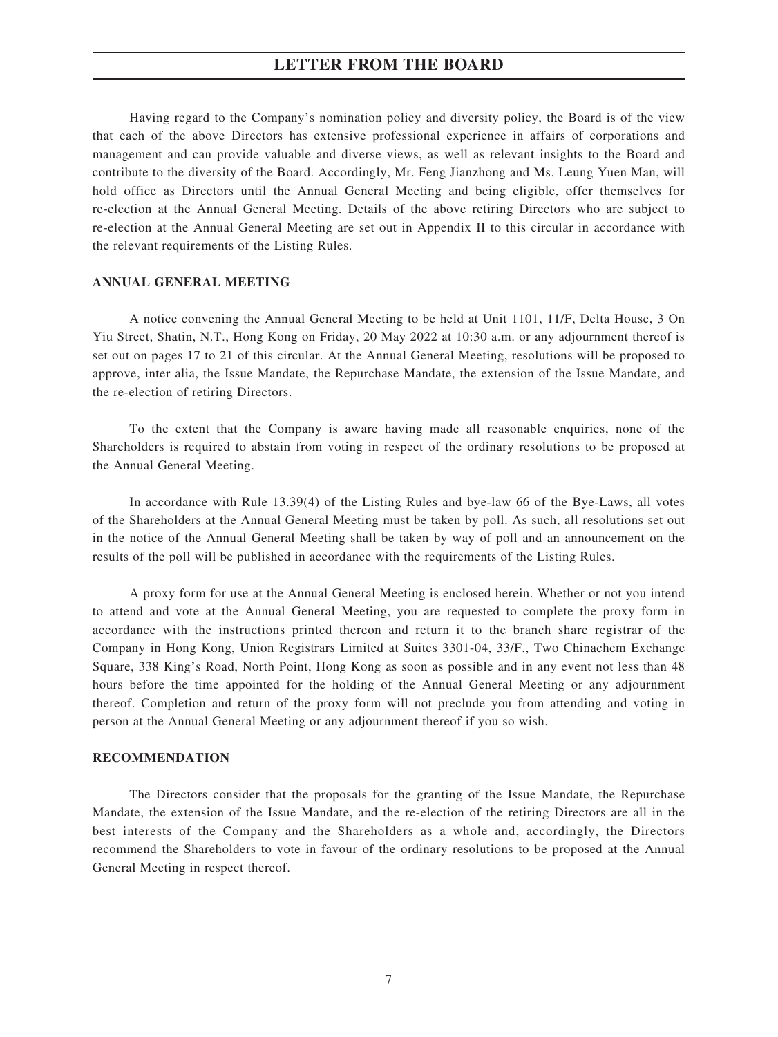# LETTER FROM THE BOARD

Having regard to the Company's nomination policy and diversity policy, the Board is of the view that each of the above Directors has extensive professional experience in affairs of corporations and management and can provide valuable and diverse views, as well as relevant insights to the Board and contribute to the diversity of the Board. Accordingly, Mr. Feng Jianzhong and Ms. Leung Yuen Man, will hold office as Directors until the Annual General Meeting and being eligible, offer themselves for re-election at the Annual General Meeting. Details of the above retiring Directors who are subject to re-election at the Annual General Meeting are set out in Appendix II to this circular in accordance with the relevant requirements of the Listing Rules.

**ANNUAL GENERAL MEETING**

A notice convening the Annual General Meeting to be held at Unit 1101, 11/F, Delta House, 3 On Yiu Street, Shatin, N.T., Hong Kong on Friday, 20 May 2022 at 10:30 a.m. or any adjournment thereof is set out on pages 17 to 21 of this circular. At the Annual General Meeting, resolutions will be proposed to approve, inter alia, the Issue Mandate, the Repurchase Mandate, the extension of the Issue Mandate, and the re-election of retiring Directors.

To the extent that the Company is aware having made all reasonable enquiries, none of the Shareholders is required to abstain from voting in respect of the ordinary resolutions to be proposed at the Annual General Meeting.

In accordance with Rule 13.39(4) of the Listing Rules and bye-law 66 of the Bye-Laws, all votes of the Shareholders at the Annual General Meeting must be taken by poll. As such, all resolutions set out in the notice of the Annual General Meeting shall be taken by way of poll and an announcement on the results of the poll will be published in accordance with the requirements of the Listing Rules.

A proxy form for use at the Annual General Meeting is enclosed herein. Whether or not you intend to attend and vote at the Annual General Meeting, you are requested to complete the proxy form in accordance with the instructions printed thereon and return it to the branch share registrar of the Company in Hong Kong, Union Registrars Limited at Suites 3301-04, 33/F., Two Chinachem Exchange Square, 338 King's Road, North Point, Hong Kong as soon as possible and in any event not less than 48 hours before the time appointed for the holding of the Annual General Meeting or any adjournment thereof. Completion and return of the proxy form will not preclude you from attending and voting in person at the Annual General Meeting or any adjournment thereof if you so wish.

**RECOMMENDATION**

The Directors consider that the proposals for the granting of the Issue Mandate, the Repurchase Mandate, the extension of the Issue Mandate, and the re-election of the retiring Directors are all in the best interests of the Company and the Shareholders as a whole and, accordingly, the Directors recommend the Shareholders to vote in favour of the ordinary resolutions to be proposed at the Annual General Meeting in respect thereof.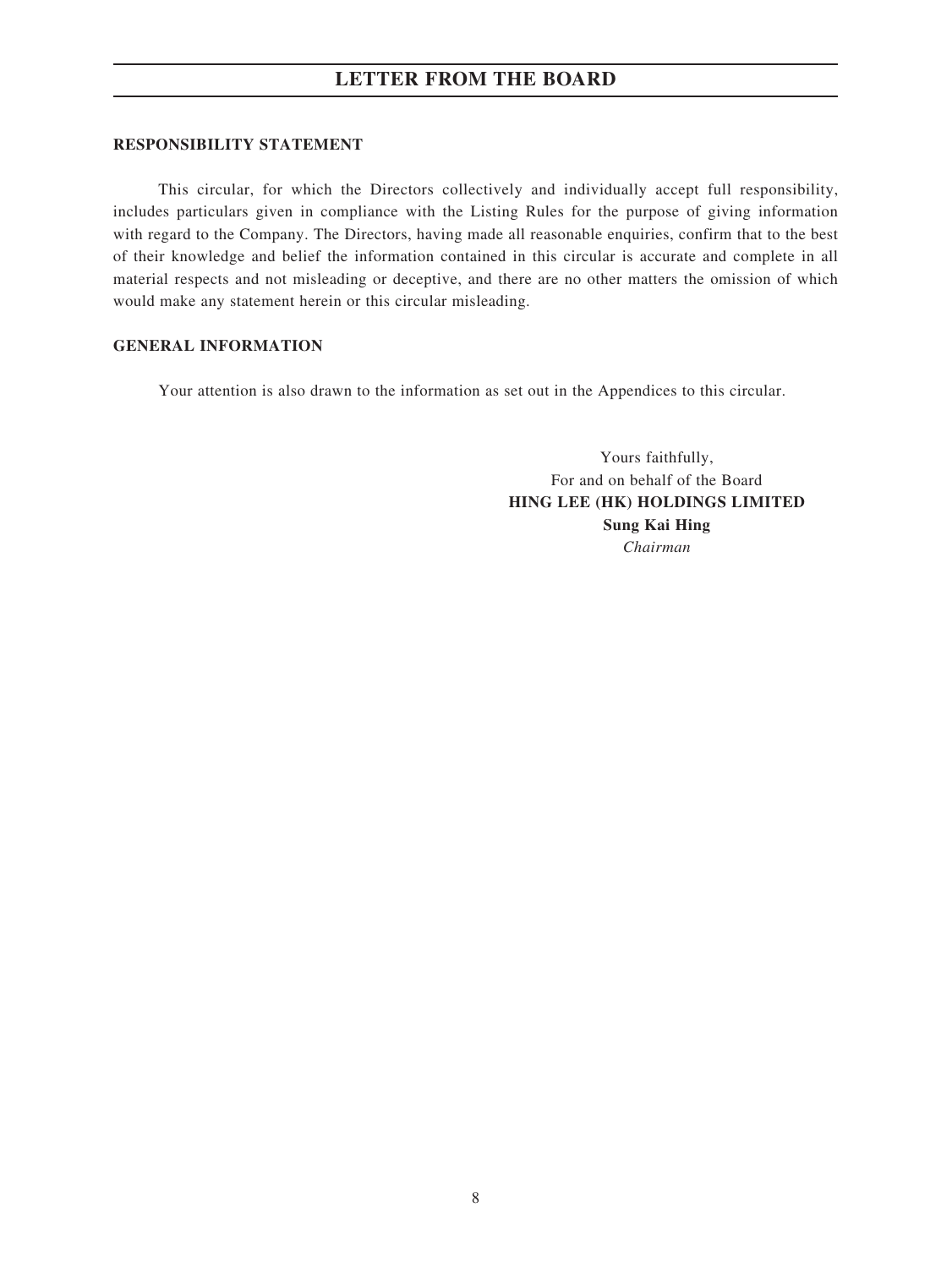# LETTER FROM THE BOARD

**RESPONSIBILITY STATEMENT**

This circular, for which the Directors collectively and individually accept full responsibility, includes particulars given in compliance with the Listing Rules for the purpose of giving information with regard to the Company. The Directors, having made all reasonable enquiries, confirm that to the best of their knowledge and belief the information contained in this circular is accurate and complete in all material respects and not misleading or deceptive, and there are no other matters the omission of which would make any statement herein or this circular misleading.

**GENERAL INFORMATION**

Your attention is also drawn to the information as set out in the Appendices to this circular.

Yours faithfully,
For and on behalf of the Board
**HING LEE (HK) HOLDINGS LIMITED**
**Sung Kai Hing**
*Chairman*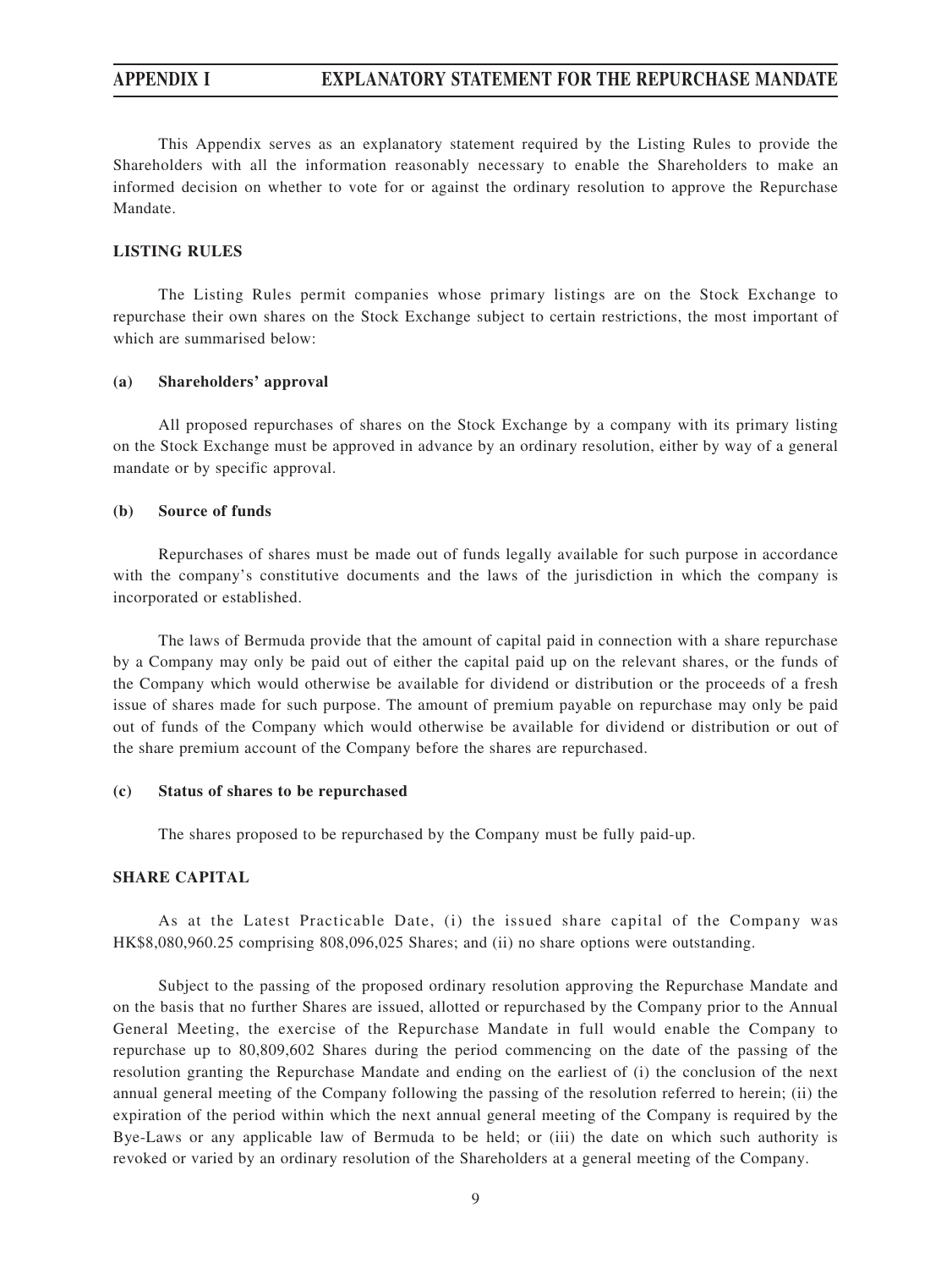# APPENDIX I EXPLANATORY STATEMENT FOR THE REPURCHASE MANDATE

This Appendix serves as an explanatory statement required by the Listing Rules to provide the Shareholders with all the information reasonably necessary to enable the Shareholders to make an informed decision on whether to vote for or against the ordinary resolution to approve the Repurchase Mandate.

## LISTING RULES

The Listing Rules permit companies whose primary listings are on the Stock Exchange to repurchase their own shares on the Stock Exchange subject to certain restrictions, the most important of which are summarised below:

### (a) Shareholders' approval

All proposed repurchases of shares on the Stock Exchange by a company with its primary listing on the Stock Exchange must be approved in advance by an ordinary resolution, either by way of a general mandate or by specific approval.

### (b) Source of funds

Repurchases of shares must be made out of funds legally available for such purpose in accordance with the company's constitutive documents and the laws of the jurisdiction in which the company is incorporated or established.

The laws of Bermuda provide that the amount of capital paid in connection with a share repurchase by a Company may only be paid out of either the capital paid up on the relevant shares, or the funds of the Company which would otherwise be available for dividend or distribution or the proceeds of a fresh issue of shares made for such purpose. The amount of premium payable on repurchase may only be paid out of funds of the Company which would otherwise be available for dividend or distribution or out of the share premium account of the Company before the shares are repurchased.

### (c) Status of shares to be repurchased

The shares proposed to be repurchased by the Company must be fully paid-up.

## SHARE CAPITAL

As at the Latest Practicable Date, (i) the issued share capital of the Company was HK$8,080,960.25 comprising 808,096,025 Shares; and (ii) no share options were outstanding.

Subject to the passing of the proposed ordinary resolution approving the Repurchase Mandate and on the basis that no further Shares are issued, allotted or repurchased by the Company prior to the Annual General Meeting, the exercise of the Repurchase Mandate in full would enable the Company to repurchase up to 80,809,602 Shares during the period commencing on the date of the passing of the resolution granting the Repurchase Mandate and ending on the earliest of (i) the conclusion of the next annual general meeting of the Company following the passing of the resolution referred to herein; (ii) the expiration of the period within which the next annual general meeting of the Company is required by the Bye-Laws or any applicable law of Bermuda to be held; or (iii) the date on which such authority is revoked or varied by an ordinary resolution of the Shareholders at a general meeting of the Company.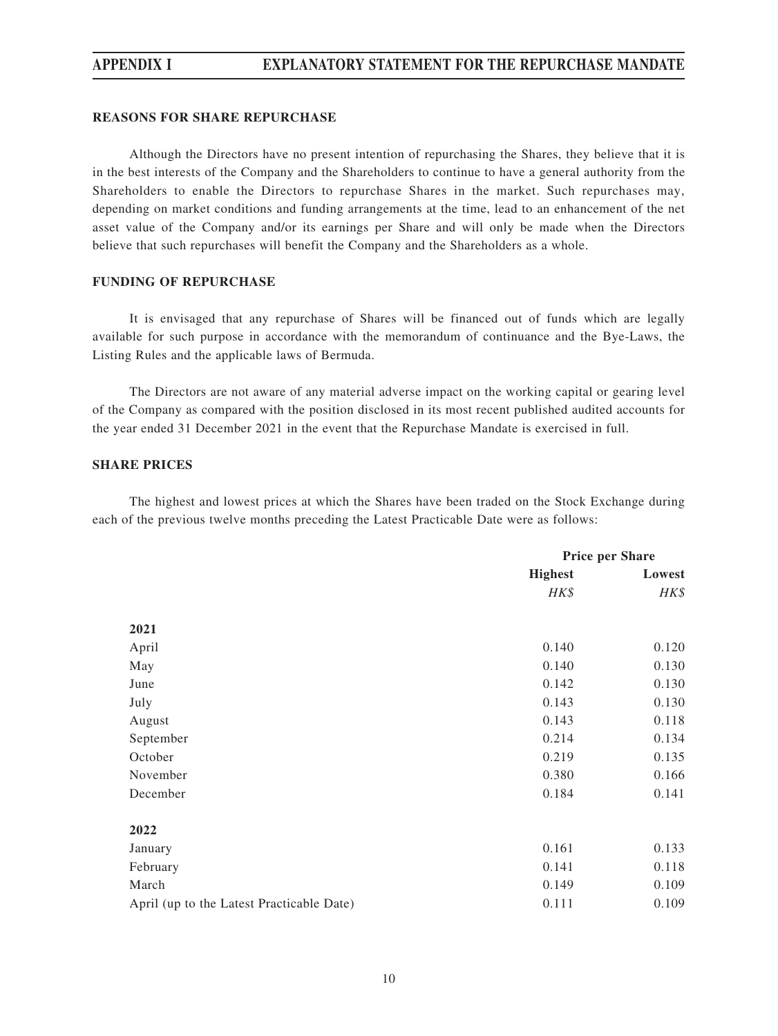## REASONS FOR SHARE REPURCHASE

Although the Directors have no present intention of repurchasing the Shares, they believe that it is in the best interests of the Company and the Shareholders to continue to have a general authority from the Shareholders to enable the Directors to repurchase Shares in the market. Such repurchases may, depending on market conditions and funding arrangements at the time, lead to an enhancement of the net asset value of the Company and/or its earnings per Share and will only be made when the Directors believe that such repurchases will benefit the Company and the Shareholders as a whole.

## FUNDING OF REPURCHASE

It is envisaged that any repurchase of Shares will be financed out of funds which are legally available for such purpose in accordance with the memorandum of continuance and the Bye-Laws, the Listing Rules and the applicable laws of Bermuda.

The Directors are not aware of any material adverse impact on the working capital or gearing level of the Company as compared with the position disclosed in its most recent published audited accounts for the year ended 31 December 2021 in the event that the Repurchase Mandate is exercised in full.

## SHARE PRICES

The highest and lowest prices at which the Shares have been traded on the Stock Exchange during each of the previous twelve months preceding the Latest Practicable Date were as follows:

| | Price per Share | |
|---|---|---|
| | **Highest** | **Lowest** |
| | *HK$* | *HK$* |
| **2021** | | |
| April | 0.140 | 0.120 |
| May | 0.140 | 0.130 |
| June | 0.142 | 0.130 |
| July | 0.143 | 0.130 |
| August | 0.143 | 0.118 |
| September | 0.214 | 0.134 |
| October | 0.219 | 0.135 |
| November | 0.380 | 0.166 |
| December | 0.184 | 0.141 |
| **2022** | | |
| January | 0.161 | 0.133 |
| February | 0.141 | 0.118 |
| March | 0.149 | 0.109 |
| April (up to the Latest Practicable Date) | 0.111 | 0.109 |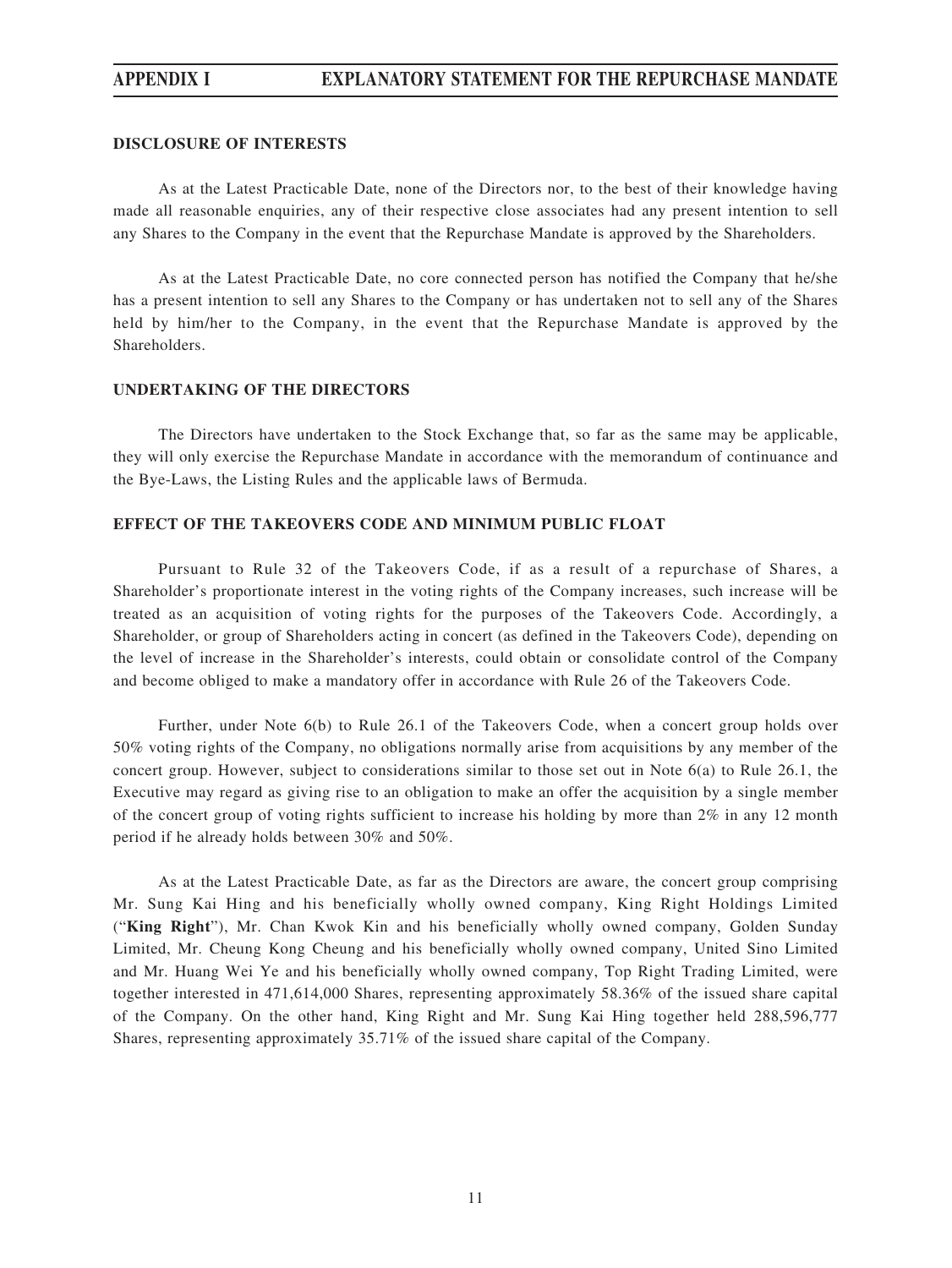## DISCLOSURE OF INTERESTS

As at the Latest Practicable Date, none of the Directors nor, to the best of their knowledge having made all reasonable enquiries, any of their respective close associates had any present intention to sell any Shares to the Company in the event that the Repurchase Mandate is approved by the Shareholders.

As at the Latest Practicable Date, no core connected person has notified the Company that he/she has a present intention to sell any Shares to the Company or has undertaken not to sell any of the Shares held by him/her to the Company, in the event that the Repurchase Mandate is approved by the Shareholders.

## UNDERTAKING OF THE DIRECTORS

The Directors have undertaken to the Stock Exchange that, so far as the same may be applicable, they will only exercise the Repurchase Mandate in accordance with the memorandum of continuance and the Bye-Laws, the Listing Rules and the applicable laws of Bermuda.

## EFFECT OF THE TAKEOVERS CODE AND MINIMUM PUBLIC FLOAT

Pursuant to Rule 32 of the Takeovers Code, if as a result of a repurchase of Shares, a Shareholder's proportionate interest in the voting rights of the Company increases, such increase will be treated as an acquisition of voting rights for the purposes of the Takeovers Code. Accordingly, a Shareholder, or group of Shareholders acting in concert (as defined in the Takeovers Code), depending on the level of increase in the Shareholder's interests, could obtain or consolidate control of the Company and become obliged to make a mandatory offer in accordance with Rule 26 of the Takeovers Code.

Further, under Note 6(b) to Rule 26.1 of the Takeovers Code, when a concert group holds over 50% voting rights of the Company, no obligations normally arise from acquisitions by any member of the concert group. However, subject to considerations similar to those set out in Note 6(a) to Rule 26.1, the Executive may regard as giving rise to an obligation to make an offer the acquisition by a single member of the concert group of voting rights sufficient to increase his holding by more than 2% in any 12 month period if he already holds between 30% and 50%.

As at the Latest Practicable Date, as far as the Directors are aware, the concert group comprising Mr. Sung Kai Hing and his beneficially wholly owned company, King Right Holdings Limited ("**King Right**"), Mr. Chan Kwok Kin and his beneficially wholly owned company, Golden Sunday Limited, Mr. Cheung Kong Cheung and his beneficially wholly owned company, United Sino Limited and Mr. Huang Wei Ye and his beneficially wholly owned company, Top Right Trading Limited, were together interested in 471,614,000 Shares, representing approximately 58.36% of the issued share capital of the Company. On the other hand, King Right and Mr. Sung Kai Hing together held 288,596,777 Shares, representing approximately 35.71% of the issued share capital of the Company.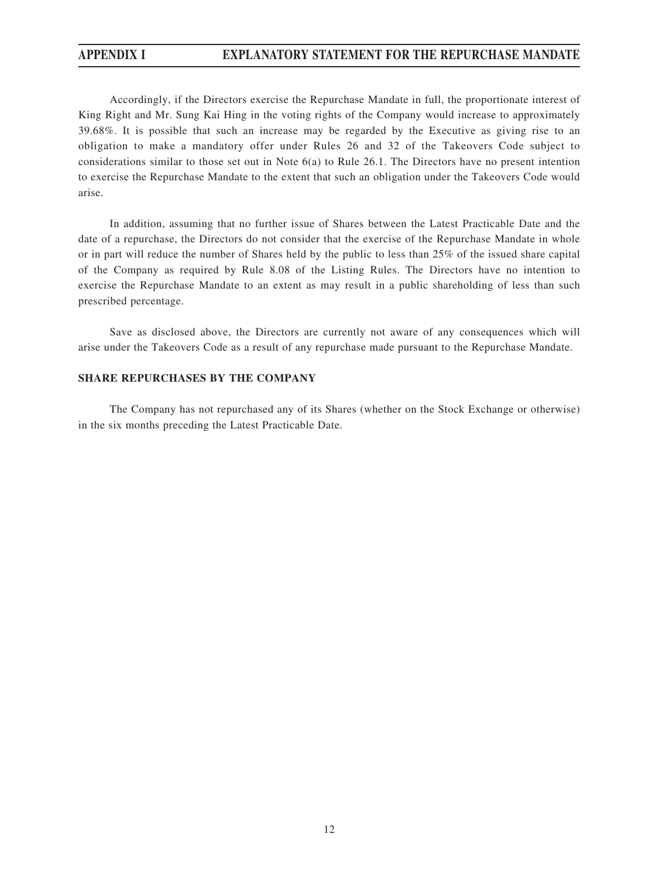Accordingly, if the Directors exercise the Repurchase Mandate in full, the proportionate interest of King Right and Mr. Sung Kai Hing in the voting rights of the Company would increase to approximately 39.68%. It is possible that such an increase may be regarded by the Executive as giving rise to an obligation to make a mandatory offer under Rules 26 and 32 of the Takeovers Code subject to considerations similar to those set out in Note 6(a) to Rule 26.1. The Directors have no present intention to exercise the Repurchase Mandate to the extent that such an obligation under the Takeovers Code would arise.

In addition, assuming that no further issue of Shares between the Latest Practicable Date and the date of a repurchase, the Directors do not consider that the exercise of the Repurchase Mandate in whole or in part will reduce the number of Shares held by the public to less than 25% of the issued share capital of the Company as required by Rule 8.08 of the Listing Rules. The Directors have no intention to exercise the Repurchase Mandate to an extent as may result in a public shareholding of less than such prescribed percentage.

Save as disclosed above, the Directors are currently not aware of any consequences which will arise under the Takeovers Code as a result of any repurchase made pursuant to the Repurchase Mandate.

**SHARE REPURCHASES BY THE COMPANY**

The Company has not repurchased any of its Shares (whether on the Stock Exchange or otherwise) in the six months preceding the Latest Practicable Date.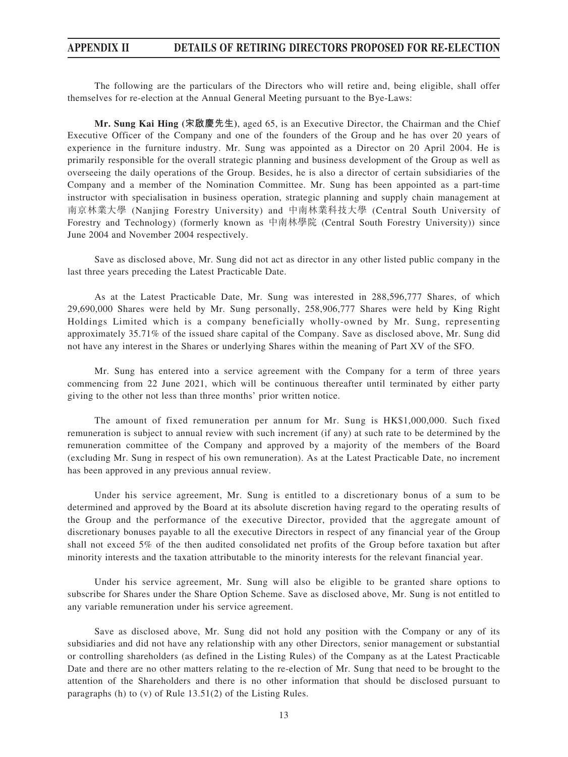The following are the particulars of the Directors who will retire and, being eligible, shall offer themselves for re-election at the Annual General Meeting pursuant to the Bye-Laws:

**Mr. Sung Kai Hing (宋啟慶先生)**, aged 65, is an Executive Director, the Chairman and the Chief Executive Officer of the Company and one of the founders of the Group and he has over 20 years of experience in the furniture industry. Mr. Sung was appointed as a Director on 20 April 2004. He is primarily responsible for the overall strategic planning and business development of the Group as well as overseeing the daily operations of the Group. Besides, he is also a director of certain subsidiaries of the Company and a member of the Nomination Committee. Mr. Sung has been appointed as a part-time instructor with specialisation in business operation, strategic planning and supply chain management at 南京林業大學 (Nanjing Forestry University) and 中南林業科技大學 (Central South University of Forestry and Technology) (formerly known as 中南林學院 (Central South Forestry University)) since June 2004 and November 2004 respectively.

Save as disclosed above, Mr. Sung did not act as director in any other listed public company in the last three years preceding the Latest Practicable Date.

As at the Latest Practicable Date, Mr. Sung was interested in 288,596,777 Shares, of which 29,690,000 Shares were held by Mr. Sung personally, 258,906,777 Shares were held by King Right Holdings Limited which is a company beneficially wholly-owned by Mr. Sung, representing approximately 35.71% of the issued share capital of the Company. Save as disclosed above, Mr. Sung did not have any interest in the Shares or underlying Shares within the meaning of Part XV of the SFO.

Mr. Sung has entered into a service agreement with the Company for a term of three years commencing from 22 June 2021, which will be continuous thereafter until terminated by either party giving to the other not less than three months' prior written notice.

The amount of fixed remuneration per annum for Mr. Sung is HK$1,000,000. Such fixed remuneration is subject to annual review with such increment (if any) at such rate to be determined by the remuneration committee of the Company and approved by a majority of the members of the Board (excluding Mr. Sung in respect of his own remuneration). As at the Latest Practicable Date, no increment has been approved in any previous annual review.

Under his service agreement, Mr. Sung is entitled to a discretionary bonus of a sum to be determined and approved by the Board at its absolute discretion having regard to the operating results of the Group and the performance of the executive Director, provided that the aggregate amount of discretionary bonuses payable to all the executive Directors in respect of any financial year of the Group shall not exceed 5% of the then audited consolidated net profits of the Group before taxation but after minority interests and the taxation attributable to the minority interests for the relevant financial year.

Under his service agreement, Mr. Sung will also be eligible to be granted share options to subscribe for Shares under the Share Option Scheme. Save as disclosed above, Mr. Sung is not entitled to any variable remuneration under his service agreement.

Save as disclosed above, Mr. Sung did not hold any position with the Company or any of its subsidiaries and did not have any relationship with any other Directors, senior management or substantial or controlling shareholders (as defined in the Listing Rules) of the Company as at the Latest Practicable Date and there are no other matters relating to the re-election of Mr. Sung that need to be brought to the attention of the Shareholders and there is no other information that should be disclosed pursuant to paragraphs (h) to (v) of Rule 13.51(2) of the Listing Rules.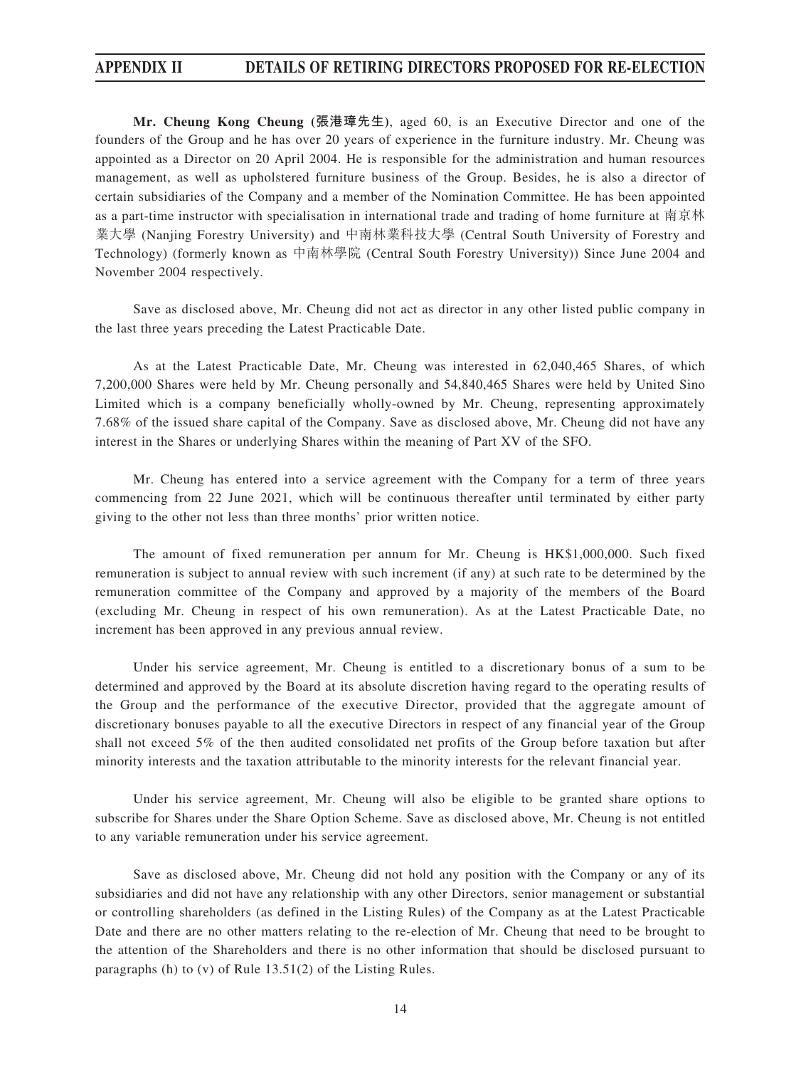**Mr. Cheung Kong Cheung (張港璋先生)**, aged 60, is an Executive Director and one of the founders of the Group and he has over 20 years of experience in the furniture industry. Mr. Cheung was appointed as a Director on 20 April 2004. He is responsible for the administration and human resources management, as well as upholstered furniture business of the Group. Besides, he is also a director of certain subsidiaries of the Company and a member of the Nomination Committee. He has been appointed as a part-time instructor with specialisation in international trade and trading of home furniture at 南京林業大學 (Nanjing Forestry University) and 中南林業科技大學 (Central South University of Forestry and Technology) (formerly known as 中南林學院 (Central South Forestry University)) Since June 2004 and November 2004 respectively.

Save as disclosed above, Mr. Cheung did not act as director in any other listed public company in the last three years preceding the Latest Practicable Date.

As at the Latest Practicable Date, Mr. Cheung was interested in 62,040,465 Shares, of which 7,200,000 Shares were held by Mr. Cheung personally and 54,840,465 Shares were held by United Sino Limited which is a company beneficially wholly-owned by Mr. Cheung, representing approximately 7.68% of the issued share capital of the Company. Save as disclosed above, Mr. Cheung did not have any interest in the Shares or underlying Shares within the meaning of Part XV of the SFO.

Mr. Cheung has entered into a service agreement with the Company for a term of three years commencing from 22 June 2021, which will be continuous thereafter until terminated by either party giving to the other not less than three months' prior written notice.

The amount of fixed remuneration per annum for Mr. Cheung is HK$1,000,000. Such fixed remuneration is subject to annual review with such increment (if any) at such rate to be determined by the remuneration committee of the Company and approved by a majority of the members of the Board (excluding Mr. Cheung in respect of his own remuneration). As at the Latest Practicable Date, no increment has been approved in any previous annual review.

Under his service agreement, Mr. Cheung is entitled to a discretionary bonus of a sum to be determined and approved by the Board at its absolute discretion having regard to the operating results of the Group and the performance of the executive Director, provided that the aggregate amount of discretionary bonuses payable to all the executive Directors in respect of any financial year of the Group shall not exceed 5% of the then audited consolidated net profits of the Group before taxation but after minority interests and the taxation attributable to the minority interests for the relevant financial year.

Under his service agreement, Mr. Cheung will also be eligible to be granted share options to subscribe for Shares under the Share Option Scheme. Save as disclosed above, Mr. Cheung is not entitled to any variable remuneration under his service agreement.

Save as disclosed above, Mr. Cheung did not hold any position with the Company or any of its subsidiaries and did not have any relationship with any other Directors, senior management or substantial or controlling shareholders (as defined in the Listing Rules) of the Company as at the Latest Practicable Date and there are no other matters relating to the re-election of Mr. Cheung that need to be brought to the attention of the Shareholders and there is no other information that should be disclosed pursuant to paragraphs (h) to (v) of Rule 13.51(2) of the Listing Rules.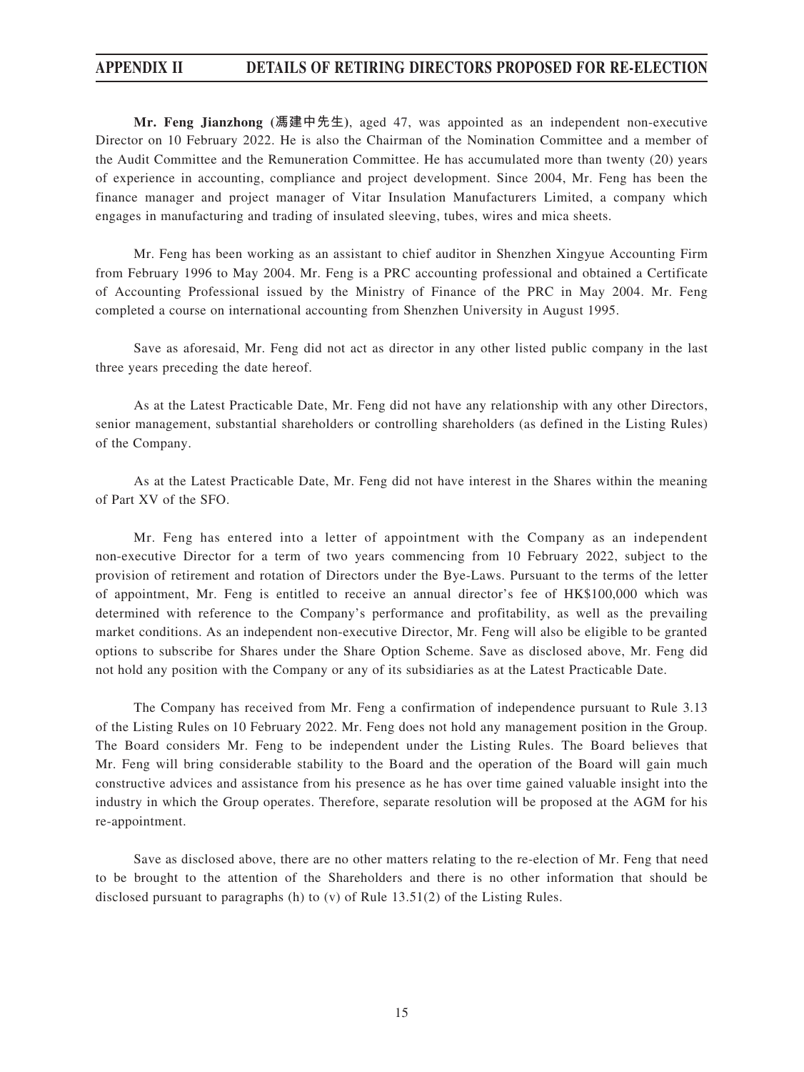**Mr. Feng Jianzhong (馮建中先生)**, aged 47, was appointed as an independent non-executive Director on 10 February 2022. He is also the Chairman of the Nomination Committee and a member of the Audit Committee and the Remuneration Committee. He has accumulated more than twenty (20) years of experience in accounting, compliance and project development. Since 2004, Mr. Feng has been the finance manager and project manager of Vitar Insulation Manufacturers Limited, a company which engages in manufacturing and trading of insulated sleeving, tubes, wires and mica sheets.

Mr. Feng has been working as an assistant to chief auditor in Shenzhen Xingyue Accounting Firm from February 1996 to May 2004. Mr. Feng is a PRC accounting professional and obtained a Certificate of Accounting Professional issued by the Ministry of Finance of the PRC in May 2004. Mr. Feng completed a course on international accounting from Shenzhen University in August 1995.

Save as aforesaid, Mr. Feng did not act as director in any other listed public company in the last three years preceding the date hereof.

As at the Latest Practicable Date, Mr. Feng did not have any relationship with any other Directors, senior management, substantial shareholders or controlling shareholders (as defined in the Listing Rules) of the Company.

As at the Latest Practicable Date, Mr. Feng did not have interest in the Shares within the meaning of Part XV of the SFO.

Mr. Feng has entered into a letter of appointment with the Company as an independent non-executive Director for a term of two years commencing from 10 February 2022, subject to the provision of retirement and rotation of Directors under the Bye-Laws. Pursuant to the terms of the letter of appointment, Mr. Feng is entitled to receive an annual director's fee of HK$100,000 which was determined with reference to the Company's performance and profitability, as well as the prevailing market conditions. As an independent non-executive Director, Mr. Feng will also be eligible to be granted options to subscribe for Shares under the Share Option Scheme. Save as disclosed above, Mr. Feng did not hold any position with the Company or any of its subsidiaries as at the Latest Practicable Date.

The Company has received from Mr. Feng a confirmation of independence pursuant to Rule 3.13 of the Listing Rules on 10 February 2022. Mr. Feng does not hold any management position in the Group. The Board considers Mr. Feng to be independent under the Listing Rules. The Board believes that Mr. Feng will bring considerable stability to the Board and the operation of the Board will gain much constructive advices and assistance from his presence as he has over time gained valuable insight into the industry in which the Group operates. Therefore, separate resolution will be proposed at the AGM for his re-appointment.

Save as disclosed above, there are no other matters relating to the re-election of Mr. Feng that need to be brought to the attention of the Shareholders and there is no other information that should be disclosed pursuant to paragraphs (h) to (v) of Rule 13.51(2) of the Listing Rules.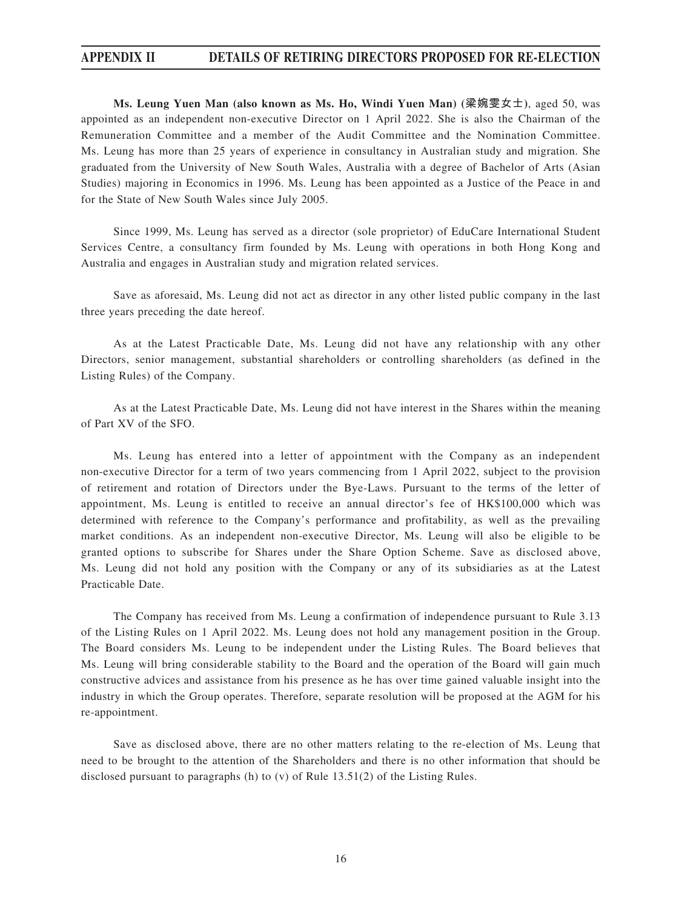**Ms. Leung Yuen Man (also known as Ms. Ho, Windi Yuen Man) (梁婉雯女士)**, aged 50, was appointed as an independent non-executive Director on 1 April 2022. She is also the Chairman of the Remuneration Committee and a member of the Audit Committee and the Nomination Committee. Ms. Leung has more than 25 years of experience in consultancy in Australian study and migration. She graduated from the University of New South Wales, Australia with a degree of Bachelor of Arts (Asian Studies) majoring in Economics in 1996. Ms. Leung has been appointed as a Justice of the Peace in and for the State of New South Wales since July 2005.

Since 1999, Ms. Leung has served as a director (sole proprietor) of EduCare International Student Services Centre, a consultancy firm founded by Ms. Leung with operations in both Hong Kong and Australia and engages in Australian study and migration related services.

Save as aforesaid, Ms. Leung did not act as director in any other listed public company in the last three years preceding the date hereof.

As at the Latest Practicable Date, Ms. Leung did not have any relationship with any other Directors, senior management, substantial shareholders or controlling shareholders (as defined in the Listing Rules) of the Company.

As at the Latest Practicable Date, Ms. Leung did not have interest in the Shares within the meaning of Part XV of the SFO.

Ms. Leung has entered into a letter of appointment with the Company as an independent non-executive Director for a term of two years commencing from 1 April 2022, subject to the provision of retirement and rotation of Directors under the Bye-Laws. Pursuant to the terms of the letter of appointment, Ms. Leung is entitled to receive an annual director's fee of HK$100,000 which was determined with reference to the Company's performance and profitability, as well as the prevailing market conditions. As an independent non-executive Director, Ms. Leung will also be eligible to be granted options to subscribe for Shares under the Share Option Scheme. Save as disclosed above, Ms. Leung did not hold any position with the Company or any of its subsidiaries as at the Latest Practicable Date.

The Company has received from Ms. Leung a confirmation of independence pursuant to Rule 3.13 of the Listing Rules on 1 April 2022. Ms. Leung does not hold any management position in the Group. The Board considers Ms. Leung to be independent under the Listing Rules. The Board believes that Ms. Leung will bring considerable stability to the Board and the operation of the Board will gain much constructive advices and assistance from his presence as he has over time gained valuable insight into the industry in which the Group operates. Therefore, separate resolution will be proposed at the AGM for his re-appointment.

Save as disclosed above, there are no other matters relating to the re-election of Ms. Leung that need to be brought to the attention of the Shareholders and there is no other information that should be disclosed pursuant to paragraphs (h) to (v) of Rule 13.51(2) of the Listing Rules.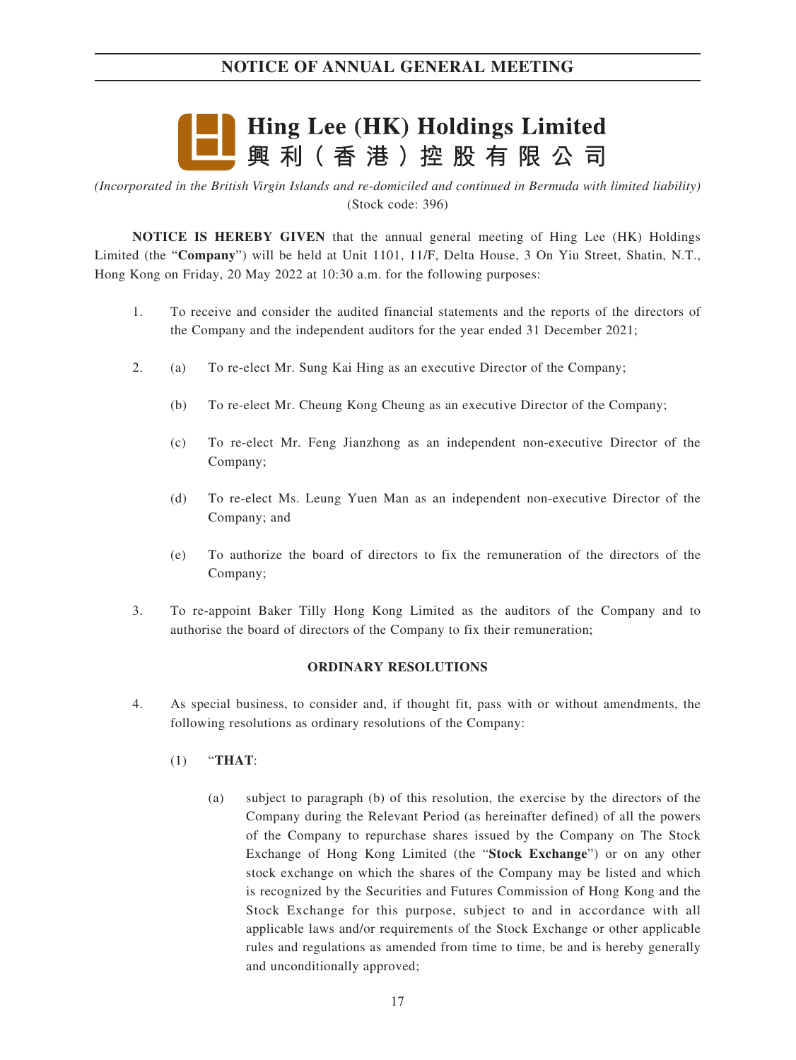# NOTICE OF ANNUAL GENERAL MEETING

**Hing Lee (HK) Holdings Limited**
**興利（香港）控股有限公司**

*(Incorporated in the British Virgin Islands and re-domiciled and continued in Bermuda with limited liability)*
(Stock code: 396)

**NOTICE IS HEREBY GIVEN** that the annual general meeting of Hing Lee (HK) Holdings Limited (the "**Company**") will be held at Unit 1101, 11/F, Delta House, 3 On Yiu Street, Shatin, N.T., Hong Kong on Friday, 20 May 2022 at 10:30 a.m. for the following purposes:

1. To receive and consider the audited financial statements and the reports of the directors of the Company and the independent auditors for the year ended 31 December 2021;

2. (a) To re-elect Mr. Sung Kai Hing as an executive Director of the Company;

   (b) To re-elect Mr. Cheung Kong Cheung as an executive Director of the Company;

   (c) To re-elect Mr. Feng Jianzhong as an independent non-executive Director of the Company;

   (d) To re-elect Ms. Leung Yuen Man as an independent non-executive Director of the Company; and

   (e) To authorize the board of directors to fix the remuneration of the directors of the Company;

3. To re-appoint Baker Tilly Hong Kong Limited as the auditors of the Company and to authorise the board of directors of the Company to fix their remuneration;

**ORDINARY RESOLUTIONS**

4. As special business, to consider and, if thought fit, pass with or without amendments, the following resolutions as ordinary resolutions of the Company:

   (1) "**THAT**:

   (a) subject to paragraph (b) of this resolution, the exercise by the directors of the Company during the Relevant Period (as hereinafter defined) of all the powers of the Company to repurchase shares issued by the Company on The Stock Exchange of Hong Kong Limited (the "**Stock Exchange**") or on any other stock exchange on which the shares of the Company may be listed and which is recognized by the Securities and Futures Commission of Hong Kong and the Stock Exchange for this purpose, subject to and in accordance with all applicable laws and/or requirements of the Stock Exchange or other applicable rules and regulations as amended from time to time, be and is hereby generally and unconditionally approved;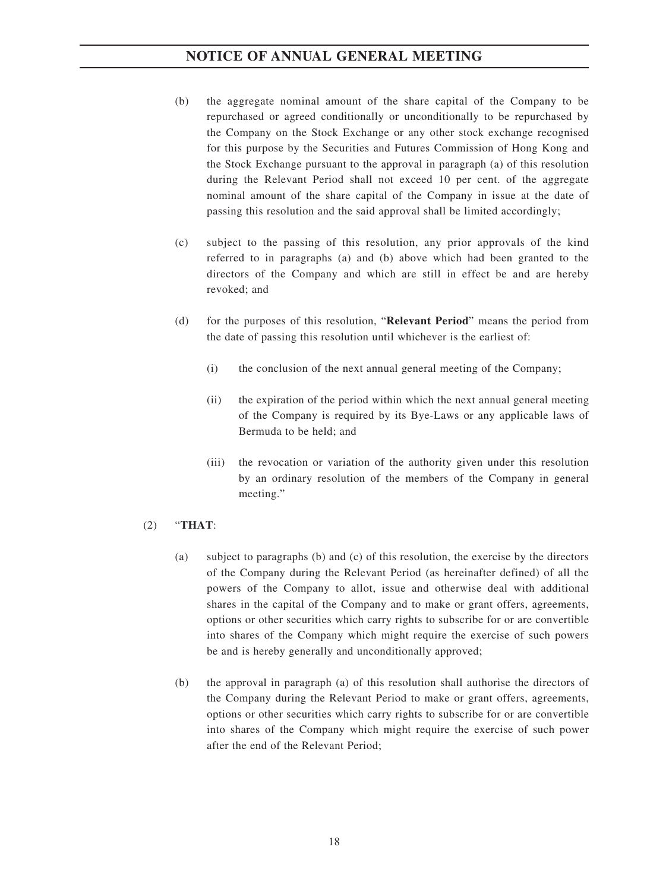(b) the aggregate nominal amount of the share capital of the Company to be repurchased or agreed conditionally or unconditionally to be repurchased by the Company on the Stock Exchange or any other stock exchange recognised for this purpose by the Securities and Futures Commission of Hong Kong and the Stock Exchange pursuant to the approval in paragraph (a) of this resolution during the Relevant Period shall not exceed 10 per cent. of the aggregate nominal amount of the share capital of the Company in issue at the date of passing this resolution and the said approval shall be limited accordingly;

(c) subject to the passing of this resolution, any prior approvals of the kind referred to in paragraphs (a) and (b) above which had been granted to the directors of the Company and which are still in effect be and are hereby revoked; and

(d) for the purposes of this resolution, "**Relevant Period**" means the period from the date of passing this resolution until whichever is the earliest of:

   (i) the conclusion of the next annual general meeting of the Company;

   (ii) the expiration of the period within which the next annual general meeting of the Company is required by its Bye-Laws or any applicable laws of Bermuda to be held; and

   (iii) the revocation or variation of the authority given under this resolution by an ordinary resolution of the members of the Company in general meeting."

(2) "**THAT**:

(a) subject to paragraphs (b) and (c) of this resolution, the exercise by the directors of the Company during the Relevant Period (as hereinafter defined) of all the powers of the Company to allot, issue and otherwise deal with additional shares in the capital of the Company and to make or grant offers, agreements, options or other securities which carry rights to subscribe for or are convertible into shares of the Company which might require the exercise of such powers be and is hereby generally and unconditionally approved;

(b) the approval in paragraph (a) of this resolution shall authorise the directors of the Company during the Relevant Period to make or grant offers, agreements, options or other securities which carry rights to subscribe for or are convertible into shares of the Company which might require the exercise of such power after the end of the Relevant Period;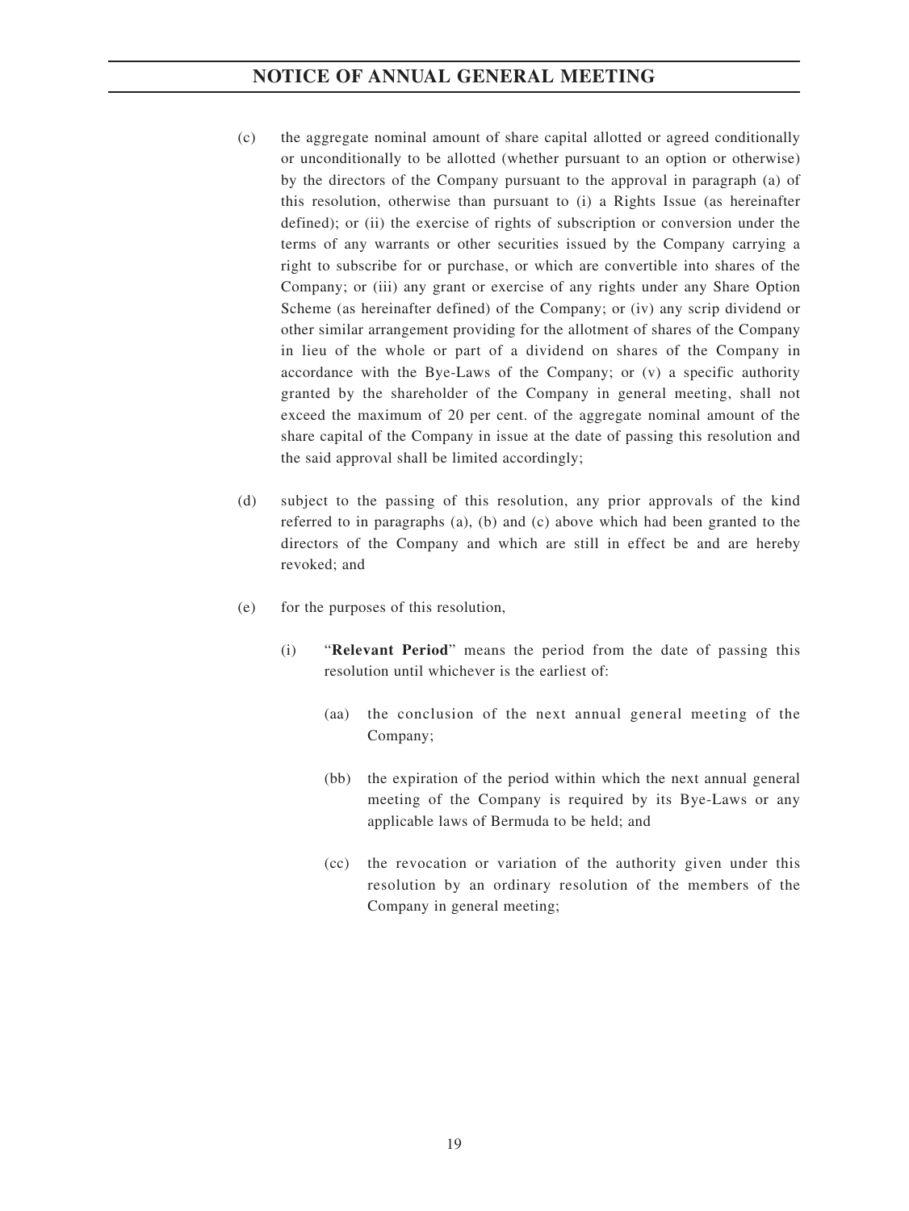(c) the aggregate nominal amount of share capital allotted or agreed conditionally or unconditionally to be allotted (whether pursuant to an option or otherwise) by the directors of the Company pursuant to the approval in paragraph (a) of this resolution, otherwise than pursuant to (i) a Rights Issue (as hereinafter defined); or (ii) the exercise of rights of subscription or conversion under the terms of any warrants or other securities issued by the Company carrying a right to subscribe for or purchase, or which are convertible into shares of the Company; or (iii) any grant or exercise of any rights under any Share Option Scheme (as hereinafter defined) of the Company; or (iv) any scrip dividend or other similar arrangement providing for the allotment of shares of the Company in lieu of the whole or part of a dividend on shares of the Company in accordance with the Bye-Laws of the Company; or (v) a specific authority granted by the shareholder of the Company in general meeting, shall not exceed the maximum of 20 per cent. of the aggregate nominal amount of the share capital of the Company in issue at the date of passing this resolution and the said approval shall be limited accordingly;

(d) subject to the passing of this resolution, any prior approvals of the kind referred to in paragraphs (a), (b) and (c) above which had been granted to the directors of the Company and which are still in effect be and are hereby revoked; and

(e) for the purposes of this resolution,

   (i) "**Relevant Period**" means the period from the date of passing this resolution until whichever is the earliest of:

      (aa) the conclusion of the next annual general meeting of the Company;

      (bb) the expiration of the period within which the next annual general meeting of the Company is required by its Bye-Laws or any applicable laws of Bermuda to be held; and

      (cc) the revocation or variation of the authority given under this resolution by an ordinary resolution of the members of the Company in general meeting;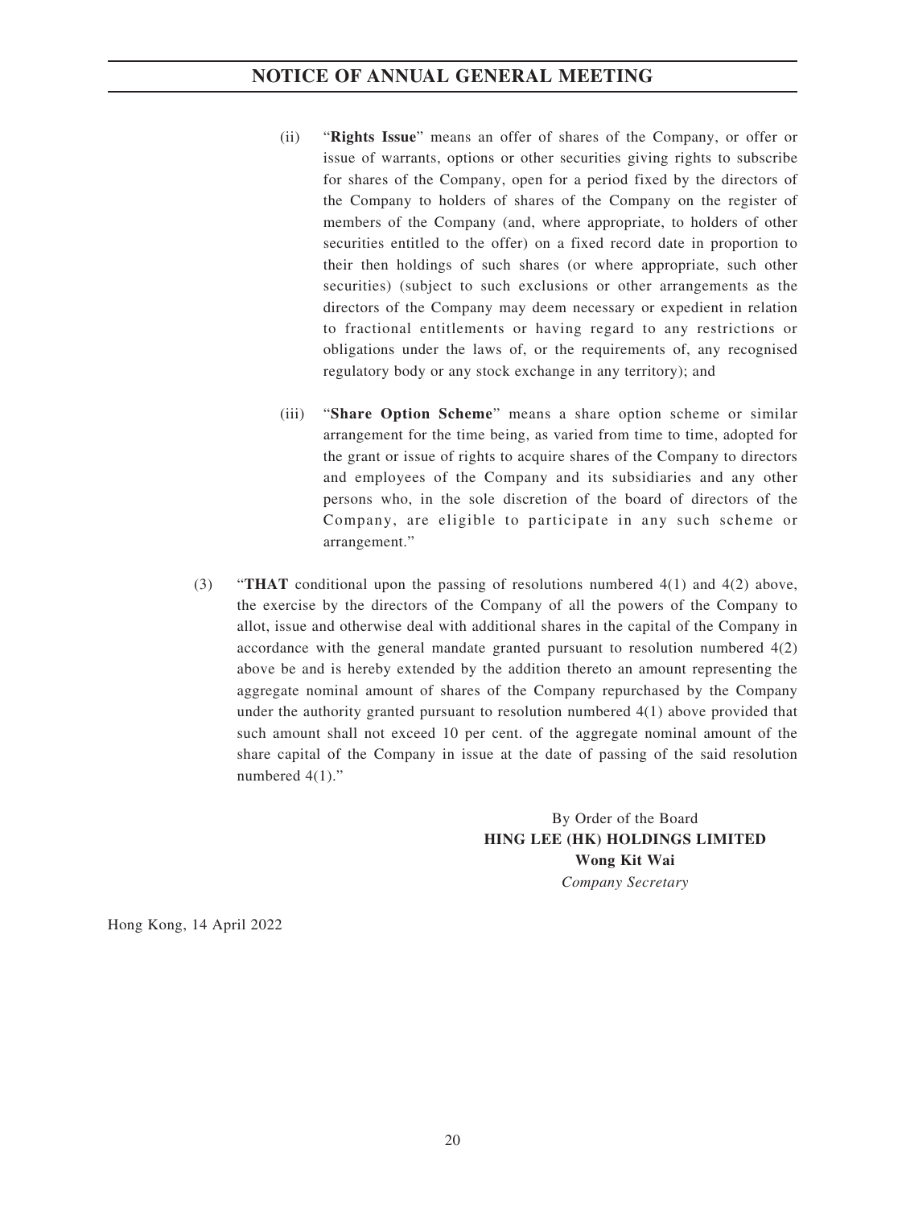(ii) "**Rights Issue**" means an offer of shares of the Company, or offer or issue of warrants, options or other securities giving rights to subscribe for shares of the Company, open for a period fixed by the directors of the Company to holders of shares of the Company on the register of members of the Company (and, where appropriate, to holders of other securities entitled to the offer) on a fixed record date in proportion to their then holdings of such shares (or where appropriate, such other securities) (subject to such exclusions or other arrangements as the directors of the Company may deem necessary or expedient in relation to fractional entitlements or having regard to any restrictions or obligations under the laws of, or the requirements of, any recognised regulatory body or any stock exchange in any territory); and

(iii) "**Share Option Scheme**" means a share option scheme or similar arrangement for the time being, as varied from time to time, adopted for the grant or issue of rights to acquire shares of the Company to directors and employees of the Company and its subsidiaries and any other persons who, in the sole discretion of the board of directors of the Company, are eligible to participate in any such scheme or arrangement."

(3) "**THAT** conditional upon the passing of resolutions numbered 4(1) and 4(2) above, the exercise by the directors of the Company of all the powers of the Company to allot, issue and otherwise deal with additional shares in the capital of the Company in accordance with the general mandate granted pursuant to resolution numbered 4(2) above be and is hereby extended by the addition thereto an amount representing the aggregate nominal amount of shares of the Company repurchased by the Company under the authority granted pursuant to resolution numbered 4(1) above provided that such amount shall not exceed 10 per cent. of the aggregate nominal amount of the share capital of the Company in issue at the date of passing of the said resolution numbered 4(1)."

By Order of the Board
**HING LEE (HK) HOLDINGS LIMITED**
**Wong Kit Wai**
*Company Secretary*

Hong Kong, 14 April 2022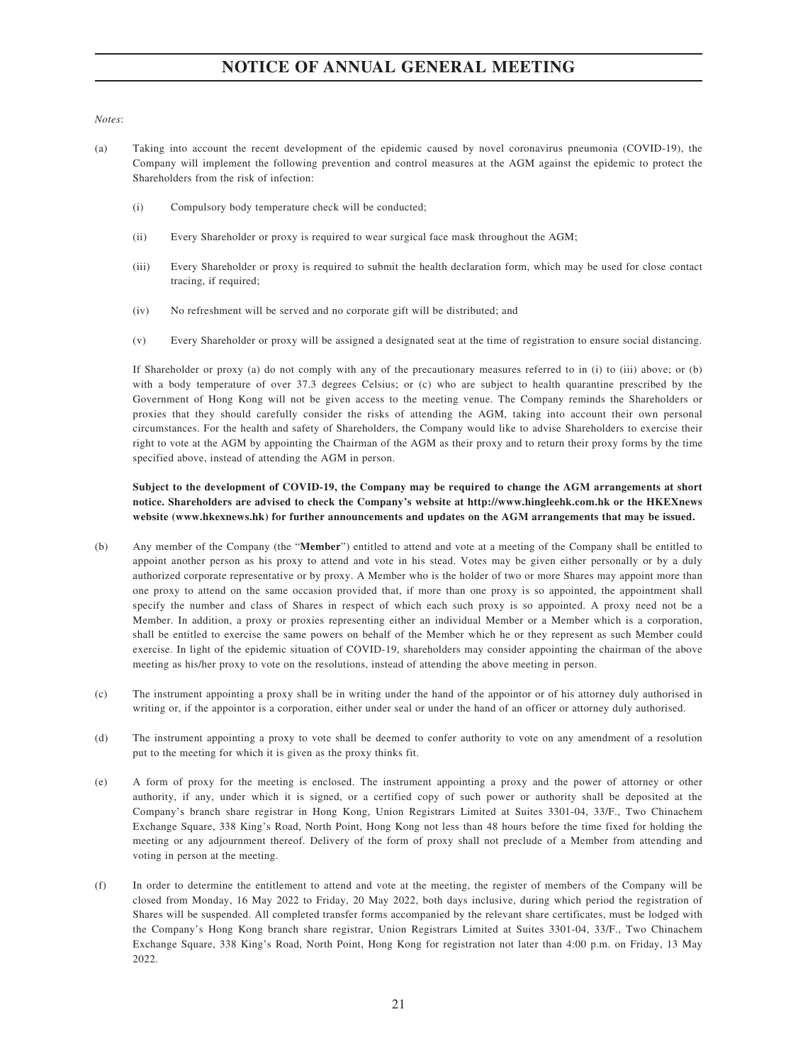# NOTICE OF ANNUAL GENERAL MEETING

*Notes*:

(a) Taking into account the recent development of the epidemic caused by novel coronavirus pneumonia (COVID-19), the Company will implement the following prevention and control measures at the AGM against the epidemic to protect the Shareholders from the risk of infection:

  (i) Compulsory body temperature check will be conducted;

  (ii) Every Shareholder or proxy is required to wear surgical face mask throughout the AGM;

  (iii) Every Shareholder or proxy is required to submit the health declaration form, which may be used for close contact tracing, if required;

  (iv) No refreshment will be served and no corporate gift will be distributed; and

  (v) Every Shareholder or proxy will be assigned a designated seat at the time of registration to ensure social distancing.

  If Shareholder or proxy (a) do not comply with any of the precautionary measures referred to in (i) to (iii) above; or (b) with a body temperature of over 37.3 degrees Celsius; or (c) who are subject to health quarantine prescribed by the Government of Hong Kong will not be given access to the meeting venue. The Company reminds the Shareholders or proxies that they should carefully consider the risks of attending the AGM, taking into account their own personal circumstances. For the health and safety of Shareholders, the Company would like to advise Shareholders to exercise their right to vote at the AGM by appointing the Chairman of the AGM as their proxy and to return their proxy forms by the time specified above, instead of attending the AGM in person.

  **Subject to the development of COVID-19, the Company may be required to change the AGM arrangements at short notice. Shareholders are advised to check the Company's website at http://www.hingleehk.com.hk or the HKEXnews website (www.hkexnews.hk) for further announcements and updates on the AGM arrangements that may be issued.**

(b) Any member of the Company (the "**Member**") entitled to attend and vote at a meeting of the Company shall be entitled to appoint another person as his proxy to attend and vote in his stead. Votes may be given either personally or by a duly authorized corporate representative or by proxy. A Member who is the holder of two or more Shares may appoint more than one proxy to attend on the same occasion provided that, if more than one proxy is so appointed, the appointment shall specify the number and class of Shares in respect of which each such proxy is so appointed. A proxy need not be a Member. In addition, a proxy or proxies representing either an individual Member or a Member which is a corporation, shall be entitled to exercise the same powers on behalf of the Member which he or they represent as such Member could exercise. In light of the epidemic situation of COVID-19, shareholders may consider appointing the chairman of the above meeting as his/her proxy to vote on the resolutions, instead of attending the above meeting in person.

(c) The instrument appointing a proxy shall be in writing under the hand of the appointor or of his attorney duly authorised in writing or, if the appointor is a corporation, either under seal or under the hand of an officer or attorney duly authorised.

(d) The instrument appointing a proxy to vote shall be deemed to confer authority to vote on any amendment of a resolution put to the meeting for which it is given as the proxy thinks fit.

(e) A form of proxy for the meeting is enclosed. The instrument appointing a proxy and the power of attorney or other authority, if any, under which it is signed, or a certified copy of such power or authority shall be deposited at the Company's branch share registrar in Hong Kong, Union Registrars Limited at Suites 3301-04, 33/F., Two Chinachem Exchange Square, 338 King's Road, North Point, Hong Kong not less than 48 hours before the time fixed for holding the meeting or any adjournment thereof. Delivery of the form of proxy shall not preclude of a Member from attending and voting in person at the meeting.

(f) In order to determine the entitlement to attend and vote at the meeting, the register of members of the Company will be closed from Monday, 16 May 2022 to Friday, 20 May 2022, both days inclusive, during which period the registration of Shares will be suspended. All completed transfer forms accompanied by the relevant share certificates, must be lodged with the Company's Hong Kong branch share registrar, Union Registrars Limited at Suites 3301-04, 33/F., Two Chinachem Exchange Square, 338 King's Road, North Point, Hong Kong for registration not later than 4:00 p.m. on Friday, 13 May 2022.